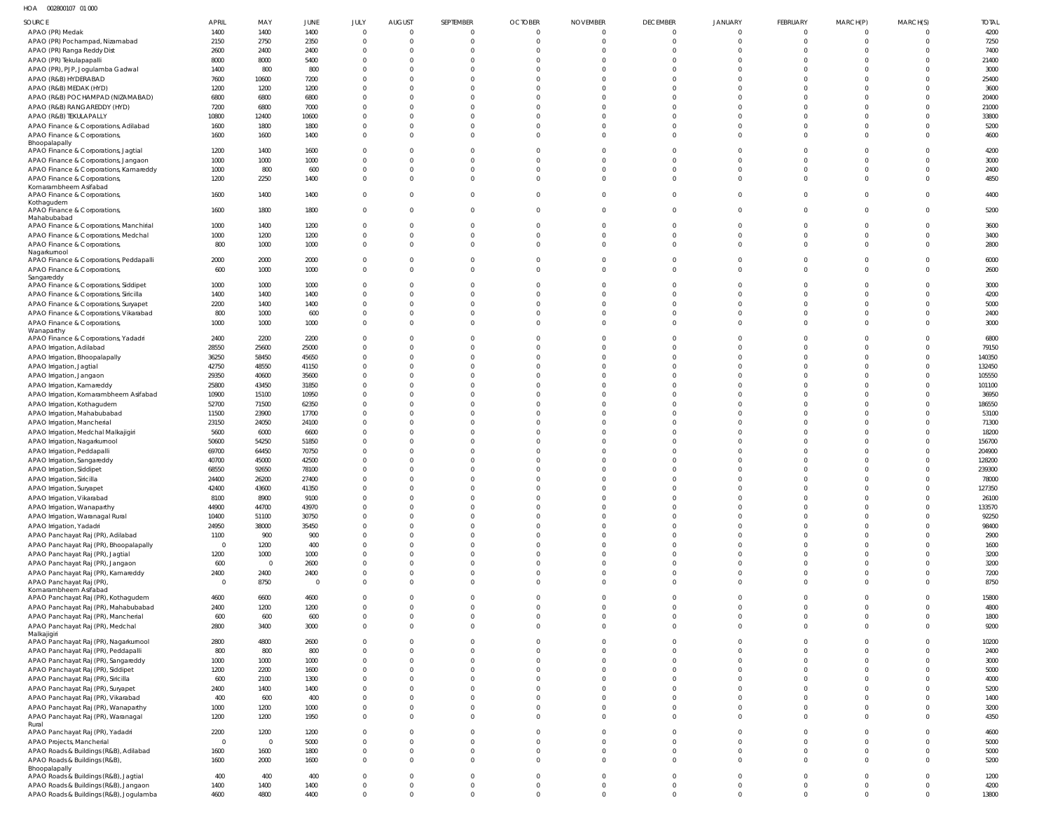HOA 002800107 01 000

| SOURCE | APRIL | MAY | JUNE | JULY | AUGUST | SEPTEMBER | OCTOBER | NOVEMBER | DECEMBER | JANUARY | FEBRUARY | MARCH(P) | MARCH(S) | TOTAL |
|---|---|---|---|---|---|---|---|---|---|---|---|---|---|---|
| APAO (PR) Medak | 1400 | 1400 | 1400 | 0 | 0 | 0 | 0 | 0 | 0 | 0 | 0 | 0 | 0 | 4200 |
| APAO (PR) Pochampad, Nizamabad | 2150 | 2750 | 2350 | 0 | 0 | 0 | 0 | 0 | 0 | 0 | 0 | 0 | 0 | 7250 |
| APAO (PR) Ranga Reddy Dist | 2600 | 2400 | 2400 | 0 | 0 | 0 | 0 | 0 | 0 | 0 | 0 | 0 | 0 | 7400 |
| APAO (PR) Tekulapapalli | 8000 | 8000 | 5400 | 0 | 0 | 0 | 0 | 0 | 0 | 0 | 0 | 0 | 0 | 21400 |
| APAO (PR), PJP, Jogulamba Gadwal | 1400 | 800 | 800 | 0 | 0 | 0 | 0 | 0 | 0 | 0 | 0 | 0 | 0 | 3000 |
| APAO (R&B) HYDERABAD | 7600 | 10600 | 7200 | 0 | 0 | 0 | 0 | 0 | 0 | 0 | 0 | 0 | 0 | 25400 |
| APAO (R&B) MEDAK (HYD) | 1200 | 1200 | 1200 | 0 | 0 | 0 | 0 | 0 | 0 | 0 | 0 | 0 | 0 | 3600 |
| APAO (R&B) POCHAMPAD (NIZAMABAD) | 6800 | 6800 | 6800 | 0 | 0 | 0 | 0 | 0 | 0 | 0 | 0 | 0 | 0 | 20400 |
| APAO (R&B) RANGAREDDY (HYD) | 7200 | 6800 | 7000 | 0 | 0 | 0 | 0 | 0 | 0 | 0 | 0 | 0 | 0 | 21000 |
| APAO (R&B) TEKULAPALLY | 10800 | 12400 | 10600 | 0 | 0 | 0 | 0 | 0 | 0 | 0 | 0 | 0 | 0 | 33800 |
| APAO Finance & Corporations, Adilabad | 1600 | 1800 | 1800 | 0 | 0 | 0 | 0 | 0 | 0 | 0 | 0 | 0 | 0 | 5200 |
| APAO Finance & Corporations, Bhoopalapally | 1600 | 1600 | 1400 | 0 | 0 | 0 | 0 | 0 | 0 | 0 | 0 | 0 | 0 | 4600 |
| APAO Finance & Corporations, Jagtial | 1200 | 1400 | 1600 | 0 | 0 | 0 | 0 | 0 | 0 | 0 | 0 | 0 | 0 | 4200 |
| APAO Finance & Corporations, Jangaon | 1000 | 1000 | 1000 | 0 | 0 | 0 | 0 | 0 | 0 | 0 | 0 | 0 | 0 | 3000 |
| APAO Finance & Corporations, Kamareddy | 1000 | 800 | 600 | 0 | 0 | 0 | 0 | 0 | 0 | 0 | 0 | 0 | 0 | 2400 |
| APAO Finance & Corporations, Komarambheem Asifabad | 1200 | 2250 | 1400 | 0 | 0 | 0 | 0 | 0 | 0 | 0 | 0 | 0 | 0 | 4850 |
| APAO Finance & Corporations, Kothagudem | 1600 | 1400 | 1400 | 0 | 0 | 0 | 0 | 0 | 0 | 0 | 0 | 0 | 0 | 4400 |
| APAO Finance & Corporations, Mahabubabad | 1600 | 1800 | 1800 | 0 | 0 | 0 | 0 | 0 | 0 | 0 | 0 | 0 | 0 | 5200 |
| APAO Finance & Corporations, Manchirial | 1000 | 1400 | 1200 | 0 | 0 | 0 | 0 | 0 | 0 | 0 | 0 | 0 | 0 | 3600 |
| APAO Finance & Corporations, Medchal | 1000 | 1200 | 1200 | 0 | 0 | 0 | 0 | 0 | 0 | 0 | 0 | 0 | 0 | 3400 |
| APAO Finance & Corporations, Nagarkurnool | 800 | 1000 | 1000 | 0 | 0 | 0 | 0 | 0 | 0 | 0 | 0 | 0 | 0 | 2800 |
| APAO Finance & Corporations, Peddapalli | 2000 | 2000 | 2000 | 0 | 0 | 0 | 0 | 0 | 0 | 0 | 0 | 0 | 0 | 6000 |
| APAO Finance & Corporations, Sangareddy | 600 | 1000 | 1000 | 0 | 0 | 0 | 0 | 0 | 0 | 0 | 0 | 0 | 0 | 2600 |
| APAO Finance & Corporations, Siddipet | 1000 | 1000 | 1000 | 0 | 0 | 0 | 0 | 0 | 0 | 0 | 0 | 0 | 0 | 3000 |
| APAO Finance & Corporations, Siricilla | 1400 | 1400 | 1400 | 0 | 0 | 0 | 0 | 0 | 0 | 0 | 0 | 0 | 0 | 4200 |
| APAO Finance & Corporations, Suryapet | 2200 | 1400 | 1400 | 0 | 0 | 0 | 0 | 0 | 0 | 0 | 0 | 0 | 0 | 5000 |
| APAO Finance & Corporations, Vikarabad | 800 | 1000 | 600 | 0 | 0 | 0 | 0 | 0 | 0 | 0 | 0 | 0 | 0 | 2400 |
| APAO Finance & Corporations, Wanaparthy | 1000 | 1000 | 1000 | 0 | 0 | 0 | 0 | 0 | 0 | 0 | 0 | 0 | 0 | 3000 |
| APAO Finance & Corporations, Yadadri | 2400 | 2200 | 2200 | 0 | 0 | 0 | 0 | 0 | 0 | 0 | 0 | 0 | 0 | 6800 |
| APAO Irrigation, Adilabad | 28550 | 25600 | 25000 | 0 | 0 | 0 | 0 | 0 | 0 | 0 | 0 | 0 | 0 | 79150 |
| APAO Irrigation, Bhoopalapally | 36250 | 58450 | 45650 | 0 | 0 | 0 | 0 | 0 | 0 | 0 | 0 | 0 | 0 | 140350 |
| APAO Irrigation, Jagtial | 42750 | 48550 | 41150 | 0 | 0 | 0 | 0 | 0 | 0 | 0 | 0 | 0 | 0 | 132450 |
| APAO Irrigation, Jangaon | 29350 | 40600 | 35600 | 0 | 0 | 0 | 0 | 0 | 0 | 0 | 0 | 0 | 0 | 105550 |
| APAO Irrigation, Kamareddy | 25800 | 43450 | 31850 | 0 | 0 | 0 | 0 | 0 | 0 | 0 | 0 | 0 | 0 | 101100 |
| APAO Irrigation, Komarambheem Asifabad | 10900 | 15100 | 10950 | 0 | 0 | 0 | 0 | 0 | 0 | 0 | 0 | 0 | 0 | 36950 |
| APAO Irrigation, Kothagudem | 52700 | 71500 | 62350 | 0 | 0 | 0 | 0 | 0 | 0 | 0 | 0 | 0 | 0 | 186550 |
| APAO Irrigation, Mahabubabad | 11500 | 23900 | 17700 | 0 | 0 | 0 | 0 | 0 | 0 | 0 | 0 | 0 | 0 | 53100 |
| APAO Irrigation, Mancherial | 23150 | 24050 | 24100 | 0 | 0 | 0 | 0 | 0 | 0 | 0 | 0 | 0 | 0 | 71300 |
| APAO Irrigation, Medchal Malkajigiri | 5600 | 6000 | 6600 | 0 | 0 | 0 | 0 | 0 | 0 | 0 | 0 | 0 | 0 | 18200 |
| APAO Irrigation, Nagarkurnool | 50600 | 54250 | 51850 | 0 | 0 | 0 | 0 | 0 | 0 | 0 | 0 | 0 | 0 | 156700 |
| APAO Irrigation, Peddapalli | 69700 | 64450 | 70750 | 0 | 0 | 0 | 0 | 0 | 0 | 0 | 0 | 0 | 0 | 204900 |
| APAO Irrigation, Sangareddy | 40700 | 45000 | 42500 | 0 | 0 | 0 | 0 | 0 | 0 | 0 | 0 | 0 | 0 | 128200 |
| APAO Irrigation, Siddipet | 68550 | 92650 | 78100 | 0 | 0 | 0 | 0 | 0 | 0 | 0 | 0 | 0 | 0 | 239300 |
| APAO Irrigation, Siricilla | 24400 | 26200 | 27400 | 0 | 0 | 0 | 0 | 0 | 0 | 0 | 0 | 0 | 0 | 78000 |
| APAO Irrigation, Suryapet | 42400 | 43600 | 41350 | 0 | 0 | 0 | 0 | 0 | 0 | 0 | 0 | 0 | 0 | 127350 |
| APAO Irrigation, Vikarabad | 8100 | 8900 | 9100 | 0 | 0 | 0 | 0 | 0 | 0 | 0 | 0 | 0 | 0 | 26100 |
| APAO Irrigation, Wanaparthy | 44900 | 44700 | 43970 | 0 | 0 | 0 | 0 | 0 | 0 | 0 | 0 | 0 | 0 | 133570 |
| APAO Irrigation, Waranagal Rural | 10400 | 51100 | 30750 | 0 | 0 | 0 | 0 | 0 | 0 | 0 | 0 | 0 | 0 | 92250 |
| APAO Irrigation, Yadadri | 24950 | 38000 | 35450 | 0 | 0 | 0 | 0 | 0 | 0 | 0 | 0 | 0 | 0 | 98400 |
| APAO Panchayat Raj (PR), Adilabad | 1100 | 900 | 900 | 0 | 0 | 0 | 0 | 0 | 0 | 0 | 0 | 0 | 0 | 2900 |
| APAO Panchayat Raj (PR), Bhoopalapally | 0 | 1200 | 400 | 0 | 0 | 0 | 0 | 0 | 0 | 0 | 0 | 0 | 0 | 1600 |
| APAO Panchayat Raj (PR), Jagtial | 1200 | 1000 | 1000 | 0 | 0 | 0 | 0 | 0 | 0 | 0 | 0 | 0 | 0 | 3200 |
| APAO Panchayat Raj (PR), Jangaon | 600 | 0 | 2600 | 0 | 0 | 0 | 0 | 0 | 0 | 0 | 0 | 0 | 0 | 3200 |
| APAO Panchayat Raj (PR), Kamareddy | 2400 | 2400 | 2400 | 0 | 0 | 0 | 0 | 0 | 0 | 0 | 0 | 0 | 0 | 7200 |
| APAO Panchayat Raj (PR), Komarambheem Asifabad | 0 | 8750 | 0 | 0 | 0 | 0 | 0 | 0 | 0 | 0 | 0 | 0 | 0 | 8750 |
| APAO Panchayat Raj (PR), Kothagudem | 4600 | 6600 | 4600 | 0 | 0 | 0 | 0 | 0 | 0 | 0 | 0 | 0 | 0 | 15800 |
| APAO Panchayat Raj (PR), Mahabubabad | 2400 | 1200 | 1200 | 0 | 0 | 0 | 0 | 0 | 0 | 0 | 0 | 0 | 0 | 4800 |
| APAO Panchayat Raj (PR), Mancherial | 600 | 600 | 600 | 0 | 0 | 0 | 0 | 0 | 0 | 0 | 0 | 0 | 0 | 1800 |
| APAO Panchayat Raj (PR), Medchal Malkajigiri | 2800 | 3400 | 3000 | 0 | 0 | 0 | 0 | 0 | 0 | 0 | 0 | 0 | 0 | 9200 |
| APAO Panchayat Raj (PR), Nagarkurnool | 2800 | 4800 | 2600 | 0 | 0 | 0 | 0 | 0 | 0 | 0 | 0 | 0 | 0 | 10200 |
| APAO Panchayat Raj (PR), Peddapalli | 800 | 800 | 800 | 0 | 0 | 0 | 0 | 0 | 0 | 0 | 0 | 0 | 0 | 2400 |
| APAO Panchayat Raj (PR), Sangareddy | 1000 | 1000 | 1000 | 0 | 0 | 0 | 0 | 0 | 0 | 0 | 0 | 0 | 0 | 3000 |
| APAO Panchayat Raj (PR), Siddipet | 1200 | 2200 | 1600 | 0 | 0 | 0 | 0 | 0 | 0 | 0 | 0 | 0 | 0 | 5000 |
| APAO Panchayat Raj (PR), Siricilla | 600 | 2100 | 1300 | 0 | 0 | 0 | 0 | 0 | 0 | 0 | 0 | 0 | 0 | 4000 |
| APAO Panchayat Raj (PR), Suryapet | 2400 | 1400 | 1400 | 0 | 0 | 0 | 0 | 0 | 0 | 0 | 0 | 0 | 0 | 5200 |
| APAO Panchayat Raj (PR), Vikarabad | 400 | 600 | 400 | 0 | 0 | 0 | 0 | 0 | 0 | 0 | 0 | 0 | 0 | 1400 |
| APAO Panchayat Raj (PR), Wanaparthy | 1000 | 1200 | 1000 | 0 | 0 | 0 | 0 | 0 | 0 | 0 | 0 | 0 | 0 | 3200 |
| APAO Panchayat Raj (PR), Waranagal Rural | 1200 | 1200 | 1950 | 0 | 0 | 0 | 0 | 0 | 0 | 0 | 0 | 0 | 0 | 4350 |
| APAO Panchayat Raj (PR), Yadadri | 2200 | 1200 | 1200 | 0 | 0 | 0 | 0 | 0 | 0 | 0 | 0 | 0 | 0 | 4600 |
| APAO Projects, Mancherial | 0 | 0 | 5000 | 0 | 0 | 0 | 0 | 0 | 0 | 0 | 0 | 0 | 0 | 5000 |
| APAO Roads & Buildings (R&B), Adilabad | 1600 | 1600 | 1800 | 0 | 0 | 0 | 0 | 0 | 0 | 0 | 0 | 0 | 0 | 5000 |
| APAO Roads & Buildings (R&B), Bhoopalapally | 1600 | 2000 | 1600 | 0 | 0 | 0 | 0 | 0 | 0 | 0 | 0 | 0 | 0 | 5200 |
| APAO Roads & Buildings (R&B), Jagtial | 400 | 400 | 400 | 0 | 0 | 0 | 0 | 0 | 0 | 0 | 0 | 0 | 0 | 1200 |
| APAO Roads & Buildings (R&B), Jangaon | 1400 | 1400 | 1400 | 0 | 0 | 0 | 0 | 0 | 0 | 0 | 0 | 0 | 0 | 4200 |
| APAO Roads & Buildings (R&B), Jogulamba | 4600 | 4800 | 4400 | 0 | 0 | 0 | 0 | 0 | 0 | 0 | 0 | 0 | 0 | 13800 |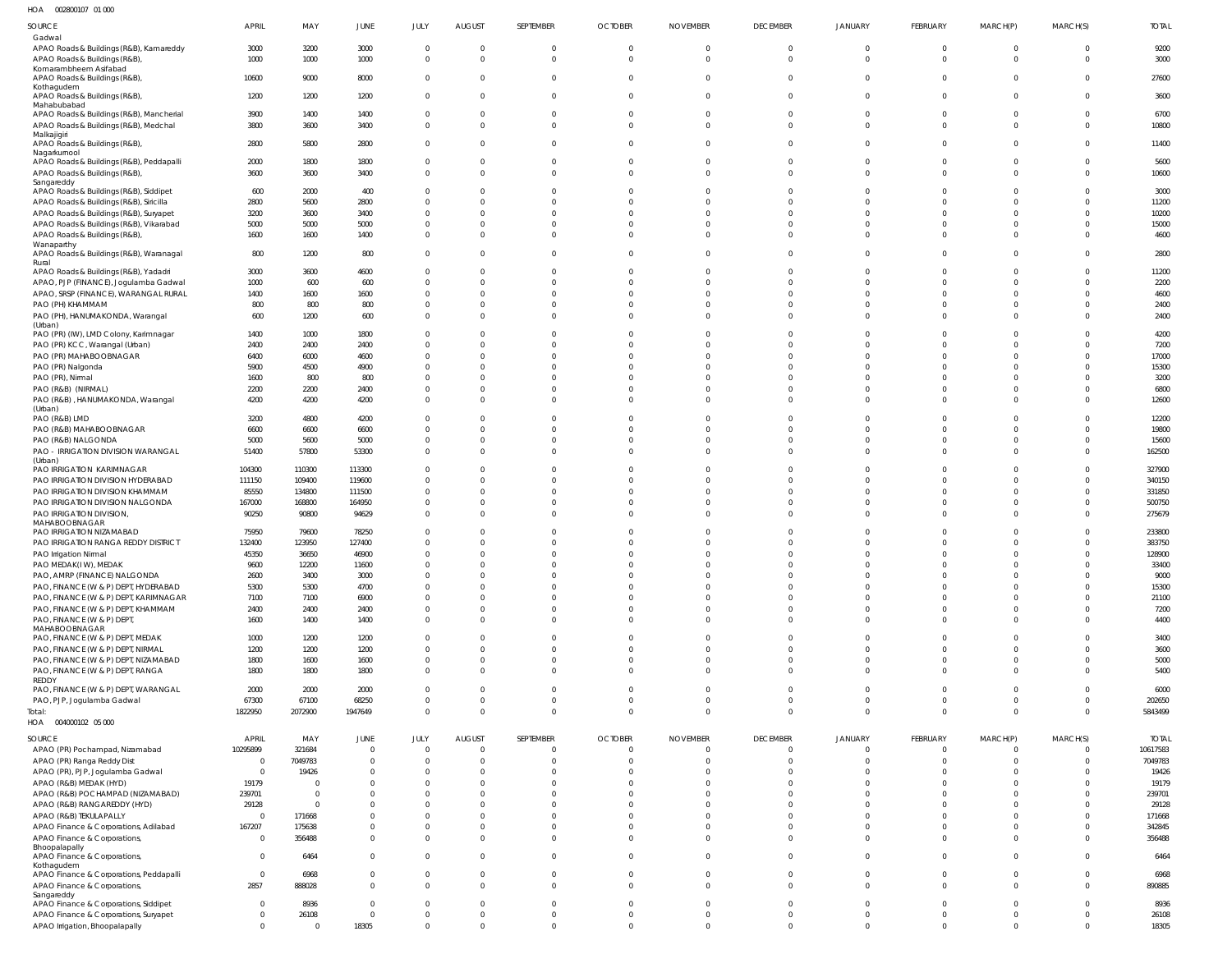HOA 002800107 01 000

| SOURCE | APRIL | MAY | JUNE | JULY | AUGUST | SEPTEMBER | OCTOBER | NOVEMBER | DECEMBER | JANUARY | FEBRUARY | MARCH(P) | MARCH(S) | TOTAL |
|---|---|---|---|---|---|---|---|---|---|---|---|---|---|---|
| Gadwal | | | | | | | | | | | | | | |
| APAO Roads & Buildings (R&B), Kamareddy | 3000 | 3200 | 3000 | 0 | 0 | 0 | 0 | 0 | 0 | 0 | 0 | 0 | 0 | 9200 |
| APAO Roads & Buildings (R&B), Komarambheem Asifabad | 1000 | 1000 | 1000 | 0 | 0 | 0 | 0 | 0 | 0 | 0 | 0 | 0 | 0 | 3000 |
| APAO Roads & Buildings (R&B), Kothagudem | 10600 | 9000 | 8000 | 0 | 0 | 0 | 0 | 0 | 0 | 0 | 0 | 0 | 0 | 27600 |
| APAO Roads & Buildings (R&B), Mahabubabad | 1200 | 1200 | 1200 | 0 | 0 | 0 | 0 | 0 | 0 | 0 | 0 | 0 | 0 | 3600 |
| APAO Roads & Buildings (R&B), Mancherial | 3900 | 1400 | 1400 | 0 | 0 | 0 | 0 | 0 | 0 | 0 | 0 | 0 | 0 | 6700 |
| APAO Roads & Buildings (R&B), Medchal Malkajigiri | 3800 | 3600 | 3400 | 0 | 0 | 0 | 0 | 0 | 0 | 0 | 0 | 0 | 0 | 10800 |
| APAO Roads & Buildings (R&B), Nagarkurnool | 2800 | 5800 | 2800 | 0 | 0 | 0 | 0 | 0 | 0 | 0 | 0 | 0 | 0 | 11400 |
| APAO Roads & Buildings (R&B), Peddapalli | 2000 | 1800 | 1800 | 0 | 0 | 0 | 0 | 0 | 0 | 0 | 0 | 0 | 0 | 5600 |
| APAO Roads & Buildings (R&B), Sangareddy | 3600 | 3600 | 3400 | 0 | 0 | 0 | 0 | 0 | 0 | 0 | 0 | 0 | 0 | 10600 |
| APAO Roads & Buildings (R&B), Siddipet | 600 | 2000 | 400 | 0 | 0 | 0 | 0 | 0 | 0 | 0 | 0 | 0 | 0 | 3000 |
| APAO Roads & Buildings (R&B), Siricilla | 2800 | 5600 | 2800 | 0 | 0 | 0 | 0 | 0 | 0 | 0 | 0 | 0 | 0 | 11200 |
| APAO Roads & Buildings (R&B), Suryapet | 3200 | 3600 | 3400 | 0 | 0 | 0 | 0 | 0 | 0 | 0 | 0 | 0 | 0 | 10200 |
| APAO Roads & Buildings (R&B), Vikarabad | 5000 | 5000 | 5000 | 0 | 0 | 0 | 0 | 0 | 0 | 0 | 0 | 0 | 0 | 15000 |
| APAO Roads & Buildings (R&B), Wanaparthy | 1600 | 1600 | 1400 | 0 | 0 | 0 | 0 | 0 | 0 | 0 | 0 | 0 | 0 | 4600 |
| APAO Roads & Buildings (R&B), Waranagal Rural | 800 | 1200 | 800 | 0 | 0 | 0 | 0 | 0 | 0 | 0 | 0 | 0 | 0 | 2800 |
| APAO Roads & Buildings (R&B), Yadadri | 3000 | 3600 | 4600 | 0 | 0 | 0 | 0 | 0 | 0 | 0 | 0 | 0 | 0 | 11200 |
| APAO, PJP (FINANCE), Jogulamba Gadwal | 1000 | 600 | 600 | 0 | 0 | 0 | 0 | 0 | 0 | 0 | 0 | 0 | 0 | 2200 |
| APAO, SRSP (FINANCE), WARANGAL RURAL | 1400 | 1600 | 1600 | 0 | 0 | 0 | 0 | 0 | 0 | 0 | 0 | 0 | 0 | 4600 |
| PAO (PH) KHAMMAM | 800 | 800 | 800 | 0 | 0 | 0 | 0 | 0 | 0 | 0 | 0 | 0 | 0 | 2400 |
| PAO (PH), HANUMAKONDA, Warangal (Urban) | 600 | 1200 | 600 | 0 | 0 | 0 | 0 | 0 | 0 | 0 | 0 | 0 | 0 | 2400 |
| PAO (PR) (IW), LMD Colony, Karimnagar | 1400 | 1000 | 1800 | 0 | 0 | 0 | 0 | 0 | 0 | 0 | 0 | 0 | 0 | 4200 |
| PAO (PR) KCC, Warangal (Urban) | 2400 | 2400 | 2400 | 0 | 0 | 0 | 0 | 0 | 0 | 0 | 0 | 0 | 0 | 7200 |
| PAO (PR) MAHABOOBNAGAR | 6400 | 6000 | 4600 | 0 | 0 | 0 | 0 | 0 | 0 | 0 | 0 | 0 | 0 | 17000 |
| PAO (PR) Nalgonda | 5900 | 4500 | 4900 | 0 | 0 | 0 | 0 | 0 | 0 | 0 | 0 | 0 | 0 | 15300 |
| PAO (PR), Nirmal | 1600 | 800 | 800 | 0 | 0 | 0 | 0 | 0 | 0 | 0 | 0 | 0 | 0 | 3200 |
| PAO (R&B) (NIRMAL) | 2200 | 2200 | 2400 | 0 | 0 | 0 | 0 | 0 | 0 | 0 | 0 | 0 | 0 | 6800 |
| PAO (R&B), HANUMAKONDA, Warangal (Urban) | 4200 | 4200 | 4200 | 0 | 0 | 0 | 0 | 0 | 0 | 0 | 0 | 0 | 0 | 12600 |
| PAO (R&B) LMD | 3200 | 4800 | 4200 | 0 | 0 | 0 | 0 | 0 | 0 | 0 | 0 | 0 | 0 | 12200 |
| PAO (R&B) MAHABOOBNAGAR | 6600 | 6600 | 6600 | 0 | 0 | 0 | 0 | 0 | 0 | 0 | 0 | 0 | 0 | 19800 |
| PAO (R&B) NALGONDA | 5000 | 5600 | 5000 | 0 | 0 | 0 | 0 | 0 | 0 | 0 | 0 | 0 | 0 | 15600 |
| PAO - IRRIGATION DIVISION WARANGAL (Urban) | 51400 | 57800 | 53300 | 0 | 0 | 0 | 0 | 0 | 0 | 0 | 0 | 0 | 0 | 162500 |
| PAO IRRIGATION KARIMNAGAR | 104300 | 110300 | 113300 | 0 | 0 | 0 | 0 | 0 | 0 | 0 | 0 | 0 | 0 | 327900 |
| PAO IRRIGATION DIVISION HYDERABAD | 111150 | 109400 | 119600 | 0 | 0 | 0 | 0 | 0 | 0 | 0 | 0 | 0 | 0 | 340150 |
| PAO IRRIGATION DIVISION KHAMMAM | 85550 | 134800 | 111500 | 0 | 0 | 0 | 0 | 0 | 0 | 0 | 0 | 0 | 0 | 331850 |
| PAO IRRIGATION DIVISION NALGONDA | 167000 | 168800 | 164950 | 0 | 0 | 0 | 0 | 0 | 0 | 0 | 0 | 0 | 0 | 500750 |
| PAO IRRIGATION DIVISION, MAHABOOBNAGAR | 90250 | 90800 | 94629 | 0 | 0 | 0 | 0 | 0 | 0 | 0 | 0 | 0 | 0 | 275679 |
| PAO IRRIGATION NIZAMABAD | 75950 | 79600 | 78250 | 0 | 0 | 0 | 0 | 0 | 0 | 0 | 0 | 0 | 0 | 233800 |
| PAO IRRIGATION RANGA REDDY DISTRICT | 132400 | 123950 | 127400 | 0 | 0 | 0 | 0 | 0 | 0 | 0 | 0 | 0 | 0 | 383750 |
| PAO Irrigation Nirmal | 45350 | 36650 | 46900 | 0 | 0 | 0 | 0 | 0 | 0 | 0 | 0 | 0 | 0 | 128900 |
| PAO MEDAK(IW), MEDAK | 9600 | 12200 | 11600 | 0 | 0 | 0 | 0 | 0 | 0 | 0 | 0 | 0 | 0 | 33400 |
| PAO, AMRP (FINANCE) NALGONDA | 2600 | 3400 | 3000 | 0 | 0 | 0 | 0 | 0 | 0 | 0 | 0 | 0 | 0 | 9000 |
| PAO, FINANCE (W & P) DEPT, HYDERABAD | 5300 | 5300 | 4700 | 0 | 0 | 0 | 0 | 0 | 0 | 0 | 0 | 0 | 0 | 15300 |
| PAO, FINANCE (W & P) DEPT, KARIMNAGAR | 7100 | 7100 | 6900 | 0 | 0 | 0 | 0 | 0 | 0 | 0 | 0 | 0 | 0 | 21100 |
| PAO, FINANCE (W & P) DEPT, KHAMMAM | 2400 | 2400 | 2400 | 0 | 0 | 0 | 0 | 0 | 0 | 0 | 0 | 0 | 0 | 7200 |
| PAO, FINANCE (W & P) DEPT, MAHABOOBNAGAR | 1600 | 1400 | 1400 | 0 | 0 | 0 | 0 | 0 | 0 | 0 | 0 | 0 | 0 | 4400 |
| PAO, FINANCE (W & P) DEPT, MEDAK | 1000 | 1200 | 1200 | 0 | 0 | 0 | 0 | 0 | 0 | 0 | 0 | 0 | 0 | 3400 |
| PAO, FINANCE (W & P) DEPT, NIRMAL | 1200 | 1200 | 1200 | 0 | 0 | 0 | 0 | 0 | 0 | 0 | 0 | 0 | 0 | 3600 |
| PAO, FINANCE (W & P) DEPT, NIZAMABAD | 1800 | 1600 | 1600 | 0 | 0 | 0 | 0 | 0 | 0 | 0 | 0 | 0 | 0 | 5000 |
| PAO, FINANCE (W & P) DEPT, RANGA REDDY | 1800 | 1800 | 1800 | 0 | 0 | 0 | 0 | 0 | 0 | 0 | 0 | 0 | 0 | 5400 |
| PAO, FINANCE (W & P) DEPT, WARANGAL | 2000 | 2000 | 2000 | 0 | 0 | 0 | 0 | 0 | 0 | 0 | 0 | 0 | 0 | 6000 |
| PAO, PJP, Jogulamba Gadwal | 67300 | 67100 | 68250 | 0 | 0 | 0 | 0 | 0 | 0 | 0 | 0 | 0 | 0 | 202650 |
| Total: | 1822950 | 2072900 | 1947649 | 0 | 0 | 0 | 0 | 0 | 0 | 0 | 0 | 0 | 0 | 5843499 |

HOA 004000102 05 000

| SOURCE | APRIL | MAY | JUNE | JULY | AUGUST | SEPTEMBER | OCTOBER | NOVEMBER | DECEMBER | JANUARY | FEBRUARY | MARCH(P) | MARCH(S) | TOTAL |
|---|---|---|---|---|---|---|---|---|---|---|---|---|---|---|
| APAO (PR) Pochampad, Nizamabad | 10295899 | 321684 | 0 | 0 | 0 | 0 | 0 | 0 | 0 | 0 | 0 | 0 | 0 | 10617583 |
| APAO (PR) Ranga Reddy Dist | 0 | 7049783 | 0 | 0 | 0 | 0 | 0 | 0 | 0 | 0 | 0 | 0 | 0 | 7049783 |
| APAO (PR), PJP, Jogulamba Gadwal | 0 | 19426 | 0 | 0 | 0 | 0 | 0 | 0 | 0 | 0 | 0 | 0 | 0 | 19426 |
| APAO (R&B) MEDAK (HYD) | 19179 | 0 | 0 | 0 | 0 | 0 | 0 | 0 | 0 | 0 | 0 | 0 | 0 | 19179 |
| APAO (R&B) POCHAMPAD (NIZAMABAD) | 239701 | 0 | 0 | 0 | 0 | 0 | 0 | 0 | 0 | 0 | 0 | 0 | 0 | 239701 |
| APAO (R&B) RANGAREDDY (HYD) | 29128 | 0 | 0 | 0 | 0 | 0 | 0 | 0 | 0 | 0 | 0 | 0 | 0 | 29128 |
| APAO (R&B) TEKULAPALLY | 0 | 171668 | 0 | 0 | 0 | 0 | 0 | 0 | 0 | 0 | 0 | 0 | 0 | 171668 |
| APAO Finance & Corporations, Adilabad | 167207 | 175638 | 0 | 0 | 0 | 0 | 0 | 0 | 0 | 0 | 0 | 0 | 0 | 342845 |
| APAO Finance & Corporations, Bhoopalapally | 0 | 356488 | 0 | 0 | 0 | 0 | 0 | 0 | 0 | 0 | 0 | 0 | 0 | 356488 |
| APAO Finance & Corporations, Kothagudem | 0 | 6464 | 0 | 0 | 0 | 0 | 0 | 0 | 0 | 0 | 0 | 0 | 0 | 6464 |
| APAO Finance & Corporations, Peddapalli | 0 | 6968 | 0 | 0 | 0 | 0 | 0 | 0 | 0 | 0 | 0 | 0 | 0 | 6968 |
| APAO Finance & Corporations, Sangareddy | 2857 | 888028 | 0 | 0 | 0 | 0 | 0 | 0 | 0 | 0 | 0 | 0 | 0 | 890885 |
| APAO Finance & Corporations, Siddipet | 0 | 8936 | 0 | 0 | 0 | 0 | 0 | 0 | 0 | 0 | 0 | 0 | 0 | 8936 |
| APAO Finance & Corporations, Suryapet | 0 | 26108 | 0 | 0 | 0 | 0 | 0 | 0 | 0 | 0 | 0 | 0 | 0 | 26108 |
| APAO Irrigation, Bhoopalapally | 0 | 0 | 18305 | 0 | 0 | 0 | 0 | 0 | 0 | 0 | 0 | 0 | 0 | 18305 |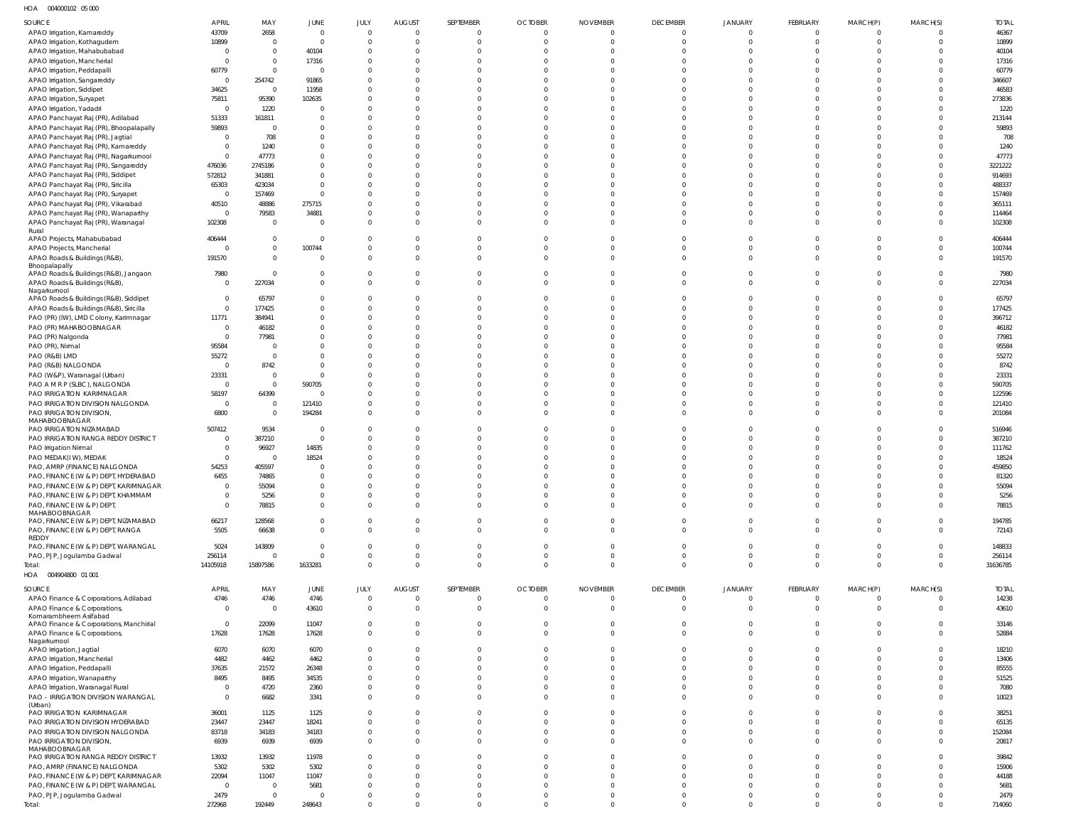HOA 004000102 05 000

| SOURCE | APRIL | MAY | JUNE | JULY | AUGUST | SEPTEMBER | OCTOBER | NOVEMBER | DECEMBER | JANUARY | FEBRUARY | MARCH(P) | MARCH(S) | TOTAL |
|---|---|---|---|---|---|---|---|---|---|---|---|---|---|---|
| APAO Irrigation, Kamareddy | 43709 | 2658 | 0 | 0 | 0 | 0 | 0 | 0 | 0 | 0 | 0 | 0 | 0 | 46367 |
| APAO Irrigation, Kothagudem | 10899 | 0 | 0 | 0 | 0 | 0 | 0 | 0 | 0 | 0 | 0 | 0 | 0 | 10899 |
| APAO Irrigation, Mahabubabad | 0 | 0 | 40104 | 0 | 0 | 0 | 0 | 0 | 0 | 0 | 0 | 0 | 0 | 40104 |
| APAO Irrigation, Mancherial | 0 | 0 | 17316 | 0 | 0 | 0 | 0 | 0 | 0 | 0 | 0 | 0 | 0 | 17316 |
| APAO Irrigation, Peddapalli | 60779 | 0 | 0 | 0 | 0 | 0 | 0 | 0 | 0 | 0 | 0 | 0 | 0 | 60779 |
| APAO Irrigation, Sangareddy | 0 | 254742 | 91865 | 0 | 0 | 0 | 0 | 0 | 0 | 0 | 0 | 0 | 0 | 346607 |
| APAO Irrigation, Siddipet | 34625 | 0 | 11958 | 0 | 0 | 0 | 0 | 0 | 0 | 0 | 0 | 0 | 0 | 46583 |
| APAO Irrigation, Suryapet | 75811 | 95390 | 102635 | 0 | 0 | 0 | 0 | 0 | 0 | 0 | 0 | 0 | 0 | 273836 |
| APAO Irrigation, Yadadri | 0 | 1220 | 0 | 0 | 0 | 0 | 0 | 0 | 0 | 0 | 0 | 0 | 0 | 1220 |
| APAO Panchayat Raj (PR), Adilabad | 51333 | 161811 | 0 | 0 | 0 | 0 | 0 | 0 | 0 | 0 | 0 | 0 | 0 | 213144 |
| APAO Panchayat Raj (PR), Bhoopalapally | 59893 | 0 | 0 | 0 | 0 | 0 | 0 | 0 | 0 | 0 | 0 | 0 | 0 | 59893 |
| APAO Panchayat Raj (PR), Jagtial | 0 | 708 | 0 | 0 | 0 | 0 | 0 | 0 | 0 | 0 | 0 | 0 | 0 | 708 |
| APAO Panchayat Raj (PR), Kamareddy | 0 | 1240 | 0 | 0 | 0 | 0 | 0 | 0 | 0 | 0 | 0 | 0 | 0 | 1240 |
| APAO Panchayat Raj (PR), Nagarkurnool | 0 | 47773 | 0 | 0 | 0 | 0 | 0 | 0 | 0 | 0 | 0 | 0 | 0 | 47773 |
| APAO Panchayat Raj (PR), Sangareddy | 476036 | 2745186 | 0 | 0 | 0 | 0 | 0 | 0 | 0 | 0 | 0 | 0 | 0 | 3221222 |
| APAO Panchayat Raj (PR), Siddipet | 572812 | 341881 | 0 | 0 | 0 | 0 | 0 | 0 | 0 | 0 | 0 | 0 | 0 | 914693 |
| APAO Panchayat Raj (PR), Siricilla | 65303 | 423034 | 0 | 0 | 0 | 0 | 0 | 0 | 0 | 0 | 0 | 0 | 0 | 488337 |
| APAO Panchayat Raj (PR), Suryapet | 0 | 157469 | 0 | 0 | 0 | 0 | 0 | 0 | 0 | 0 | 0 | 0 | 0 | 157469 |
| APAO Panchayat Raj (PR), Vikarabad | 40510 | 48886 | 275715 | 0 | 0 | 0 | 0 | 0 | 0 | 0 | 0 | 0 | 0 | 365111 |
| APAO Panchayat Raj (PR), Wanaparthy | 0 | 79583 | 34881 | 0 | 0 | 0 | 0 | 0 | 0 | 0 | 0 | 0 | 0 | 114464 |
| APAO Panchayat Raj (PR), Waranagal Rural | 102308 | 0 | 0 | 0 | 0 | 0 | 0 | 0 | 0 | 0 | 0 | 0 | 0 | 102308 |
| APAO Projects, Mahabubabad | 406444 | 0 | 0 | 0 | 0 | 0 | 0 | 0 | 0 | 0 | 0 | 0 | 0 | 406444 |
| APAO Projects, Mancherial | 0 | 0 | 100744 | 0 | 0 | 0 | 0 | 0 | 0 | 0 | 0 | 0 | 0 | 100744 |
| APAO Roads & Buildings (R&B), Bhoopalapally | 191570 | 0 | 0 | 0 | 0 | 0 | 0 | 0 | 0 | 0 | 0 | 0 | 0 | 191570 |
| APAO Roads & Buildings (R&B), Jangaon | 7980 | 0 | 0 | 0 | 0 | 0 | 0 | 0 | 0 | 0 | 0 | 0 | 0 | 7980 |
| APAO Roads & Buildings (R&B), Nagarkurnool | 0 | 227034 | 0 | 0 | 0 | 0 | 0 | 0 | 0 | 0 | 0 | 0 | 0 | 227034 |
| APAO Roads & Buildings (R&B), Siddipet | 0 | 65797 | 0 | 0 | 0 | 0 | 0 | 0 | 0 | 0 | 0 | 0 | 0 | 65797 |
| APAO Roads & Buildings (R&B), Siricilla | 0 | 177425 | 0 | 0 | 0 | 0 | 0 | 0 | 0 | 0 | 0 | 0 | 0 | 177425 |
| PAO (PR) (IW), LMD Colony, Karimnagar | 11771 | 384941 | 0 | 0 | 0 | 0 | 0 | 0 | 0 | 0 | 0 | 0 | 0 | 396712 |
| PAO (PR) MAHABOOBNAGAR | 0 | 46182 | 0 | 0 | 0 | 0 | 0 | 0 | 0 | 0 | 0 | 0 | 0 | 46182 |
| PAO (PR) Nalgonda | 0 | 77981 | 0 | 0 | 0 | 0 | 0 | 0 | 0 | 0 | 0 | 0 | 0 | 77981 |
| PAO (PR), Nirmal | 95584 | 0 | 0 | 0 | 0 | 0 | 0 | 0 | 0 | 0 | 0 | 0 | 0 | 95584 |
| PAO (R&B) LMD | 55272 | 0 | 0 | 0 | 0 | 0 | 0 | 0 | 0 | 0 | 0 | 0 | 0 | 55272 |
| PAO (R&B) NALGONDA | 0 | 8742 | 0 | 0 | 0 | 0 | 0 | 0 | 0 | 0 | 0 | 0 | 0 | 8742 |
| PAO (W&P), Waranagal (Urban) | 23331 | 0 | 0 | 0 | 0 | 0 | 0 | 0 | 0 | 0 | 0 | 0 | 0 | 23331 |
| PAO A M R P (SLBC), NALGONDA | 0 | 0 | 590705 | 0 | 0 | 0 | 0 | 0 | 0 | 0 | 0 | 0 | 0 | 590705 |
| PAO IRRIGATION KARIMNAGAR | 58197 | 64399 | 0 | 0 | 0 | 0 | 0 | 0 | 0 | 0 | 0 | 0 | 0 | 122596 |
| PAO IRRIGATION DIVISION NALGONDA | 0 | 0 | 121410 | 0 | 0 | 0 | 0 | 0 | 0 | 0 | 0 | 0 | 0 | 121410 |
| PAO IRRIGATION DIVISION, MAHABOOBNAGAR | 6800 | 0 | 194284 | 0 | 0 | 0 | 0 | 0 | 0 | 0 | 0 | 0 | 0 | 201084 |
| PAO IRRIGATION NIZAMABAD | 507412 | 9534 | 0 | 0 | 0 | 0 | 0 | 0 | 0 | 0 | 0 | 0 | 0 | 516946 |
| PAO IRRIGATION RANGA REDDY DISTRICT | 0 | 387210 | 0 | 0 | 0 | 0 | 0 | 0 | 0 | 0 | 0 | 0 | 0 | 387210 |
| PAO Irrigation Nirmal | 0 | 96927 | 14835 | 0 | 0 | 0 | 0 | 0 | 0 | 0 | 0 | 0 | 0 | 111762 |
| PAO MEDAK(IW), MEDAK | 0 | 0 | 18524 | 0 | 0 | 0 | 0 | 0 | 0 | 0 | 0 | 0 | 0 | 18524 |
| PAO, AMRP (FINANCE) NALGONDA | 54253 | 405597 | 0 | 0 | 0 | 0 | 0 | 0 | 0 | 0 | 0 | 0 | 0 | 459850 |
| PAO, FINANCE (W & P) DEPT, HYDERABAD | 6455 | 74865 | 0 | 0 | 0 | 0 | 0 | 0 | 0 | 0 | 0 | 0 | 0 | 81320 |
| PAO, FINANCE (W & P) DEPT, KARIMNAGAR | 0 | 55094 | 0 | 0 | 0 | 0 | 0 | 0 | 0 | 0 | 0 | 0 | 0 | 55094 |
| PAO, FINANCE (W & P) DEPT, KHAMMAM | 0 | 5256 | 0 | 0 | 0 | 0 | 0 | 0 | 0 | 0 | 0 | 0 | 0 | 5256 |
| PAO, FINANCE (W & P) DEPT, MAHABOOBNAGAR | 0 | 78815 | 0 | 0 | 0 | 0 | 0 | 0 | 0 | 0 | 0 | 0 | 0 | 78815 |
| PAO, FINANCE (W & P) DEPT, NIZAMABAD | 66217 | 128568 | 0 | 0 | 0 | 0 | 0 | 0 | 0 | 0 | 0 | 0 | 0 | 194785 |
| PAO, FINANCE (W & P) DEPT, RANGA REDDY | 5505 | 66638 | 0 | 0 | 0 | 0 | 0 | 0 | 0 | 0 | 0 | 0 | 0 | 72143 |
| PAO, FINANCE (W & P) DEPT, WARANGAL | 5024 | 143809 | 0 | 0 | 0 | 0 | 0 | 0 | 0 | 0 | 0 | 0 | 0 | 148833 |
| PAO, PJP, Jogulamba Gadwal | 256114 | 0 | 0 | 0 | 0 | 0 | 0 | 0 | 0 | 0 | 0 | 0 | 0 | 256114 |
| Total: | 14105918 | 15897586 | 1633281 | 0 | 0 | 0 | 0 | 0 | 0 | 0 | 0 | 0 | 0 | 31636785 |

HOA 004904800 01 001

| SOURCE | APRIL | MAY | JUNE | JULY | AUGUST | SEPTEMBER | OCTOBER | NOVEMBER | DECEMBER | JANUARY | FEBRUARY | MARCH(P) | MARCH(S) | TOTAL |
|---|---|---|---|---|---|---|---|---|---|---|---|---|---|---|
| APAO Finance & Corporations, Adilabad | 4746 | 4746 | 4746 | 0 | 0 | 0 | 0 | 0 | 0 | 0 | 0 | 0 | 0 | 14238 |
| APAO Finance & Corporations, Komarambheem Asifabad | 0 | 0 | 43610 | 0 | 0 | 0 | 0 | 0 | 0 | 0 | 0 | 0 | 0 | 43610 |
| APAO Finance & Corporations, Manchirial | 0 | 22099 | 11047 | 0 | 0 | 0 | 0 | 0 | 0 | 0 | 0 | 0 | 0 | 33146 |
| APAO Finance & Corporations, Nagarkurnool | 17628 | 17628 | 17628 | 0 | 0 | 0 | 0 | 0 | 0 | 0 | 0 | 0 | 0 | 52884 |
| APAO Irrigation, Jagtial | 6070 | 6070 | 6070 | 0 | 0 | 0 | 0 | 0 | 0 | 0 | 0 | 0 | 0 | 18210 |
| APAO Irrigation, Mancherial | 4482 | 4462 | 4462 | 0 | 0 | 0 | 0 | 0 | 0 | 0 | 0 | 0 | 0 | 13406 |
| APAO Irrigation, Peddapalli | 37635 | 21572 | 26348 | 0 | 0 | 0 | 0 | 0 | 0 | 0 | 0 | 0 | 0 | 85555 |
| APAO Irrigation, Wanaparthy | 8495 | 8495 | 34535 | 0 | 0 | 0 | 0 | 0 | 0 | 0 | 0 | 0 | 0 | 51525 |
| APAO Irrigation, Waranagal Rural | 0 | 4720 | 2360 | 0 | 0 | 0 | 0 | 0 | 0 | 0 | 0 | 0 | 0 | 7080 |
| PAO - IRRIGATION DIVISION WARANGAL (Urban) | 0 | 6682 | 3341 | 0 | 0 | 0 | 0 | 0 | 0 | 0 | 0 | 0 | 0 | 10023 |
| PAO IRRIGATION KARIMNAGAR | 36001 | 1125 | 1125 | 0 | 0 | 0 | 0 | 0 | 0 | 0 | 0 | 0 | 0 | 38251 |
| PAO IRRIGATION DIVISION HYDERABAD | 23447 | 23447 | 18241 | 0 | 0 | 0 | 0 | 0 | 0 | 0 | 0 | 0 | 0 | 65135 |
| PAO IRRIGATION DIVISION NALGONDA | 83718 | 34183 | 34183 | 0 | 0 | 0 | 0 | 0 | 0 | 0 | 0 | 0 | 0 | 152084 |
| PAO IRRIGATION DIVISION, MAHABOOBNAGAR | 6939 | 6939 | 6939 | 0 | 0 | 0 | 0 | 0 | 0 | 0 | 0 | 0 | 0 | 20817 |
| PAO IRRIGATION RANGA REDDY DISTRICT | 13932 | 13932 | 11978 | 0 | 0 | 0 | 0 | 0 | 0 | 0 | 0 | 0 | 0 | 39842 |
| PAO, AMRP (FINANCE) NALGONDA | 5302 | 5302 | 5302 | 0 | 0 | 0 | 0 | 0 | 0 | 0 | 0 | 0 | 0 | 15906 |
| PAO, FINANCE (W & P) DEPT, KARIMNAGAR | 22094 | 11047 | 11047 | 0 | 0 | 0 | 0 | 0 | 0 | 0 | 0 | 0 | 0 | 44188 |
| PAO, FINANCE (W & P) DEPT, WARANGAL | 0 | 0 | 5681 | 0 | 0 | 0 | 0 | 0 | 0 | 0 | 0 | 0 | 0 | 5681 |
| PAO, PJP, Jogulamba Gadwal | 2479 | 0 | 0 | 0 | 0 | 0 | 0 | 0 | 0 | 0 | 0 | 0 | 0 | 2479 |
| Total: | 272968 | 192449 | 248643 | 0 | 0 | 0 | 0 | 0 | 0 | 0 | 0 | 0 | 0 | 714060 |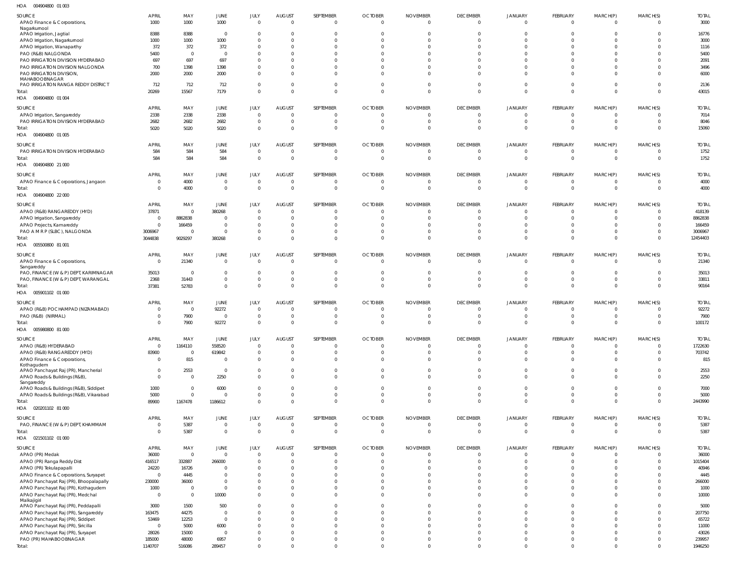HOA 004904800 01 003

| SOURCE | APRIL | MAY | JUNE | JULY | AUGUST | SEPTEMBER | OCTOBER | NOVEMBER | DECEMBER | JANUARY | FEBRUARY | MARCH(P) | MARCH(S) | TOTAL |
|---|---|---|---|---|---|---|---|---|---|---|---|---|---|---|
| APAO Finance & Corporations, Nagarkurnool | 1000 | 1000 | 1000 | 0 | 0 | 0 | 0 | 0 | 0 | 0 | 0 | 0 | 0 | 3000 |
| APAO Irrigation, Jagtial | 8388 | 8388 | 0 | 0 | 0 | 0 | 0 | 0 | 0 | 0 | 0 | 0 | 0 | 16776 |
| APAO Irrigation, Nagarkurnool | 1000 | 1000 | 1000 | 0 | 0 | 0 | 0 | 0 | 0 | 0 | 0 | 0 | 0 | 3000 |
| APAO Irrigation, Wanaparthy | 372 | 372 | 372 | 0 | 0 | 0 | 0 | 0 | 0 | 0 | 0 | 0 | 0 | 1116 |
| PAO (R&B) NALGONDA | 5400 | 0 | 0 | 0 | 0 | 0 | 0 | 0 | 0 | 0 | 0 | 0 | 0 | 5400 |
| PAO IRRIGATION DIVISION HYDERABAD | 697 | 697 | 697 | 0 | 0 | 0 | 0 | 0 | 0 | 0 | 0 | 0 | 0 | 2091 |
| PAO IRRIGATION DIVISION NALGONDA | 700 | 1398 | 1398 | 0 | 0 | 0 | 0 | 0 | 0 | 0 | 0 | 0 | 0 | 3496 |
| PAO IRRIGATION DIVISION, MAHABOOBNAGAR | 2000 | 2000 | 2000 | 0 | 0 | 0 | 0 | 0 | 0 | 0 | 0 | 0 | 0 | 6000 |
| PAO IRRIGATION RANGA REDDY DISTRICT | 712 | 712 | 712 | 0 | 0 | 0 | 0 | 0 | 0 | 0 | 0 | 0 | 0 | 2136 |
| Total: | 20269 | 15567 | 7179 | 0 | 0 | 0 | 0 | 0 | 0 | 0 | 0 | 0 | 0 | 43015 |

HOA 004904800 01 004

| SOURCE | APRIL | MAY | JUNE | JULY | AUGUST | SEPTEMBER | OCTOBER | NOVEMBER | DECEMBER | JANUARY | FEBRUARY | MARCH(P) | MARCH(S) | TOTAL |
|---|---|---|---|---|---|---|---|---|---|---|---|---|---|---|
| APAO Irrigation, Sangareddy | 2338 | 2338 | 2338 | 0 | 0 | 0 | 0 | 0 | 0 | 0 | 0 | 0 | 0 | 7014 |
| PAO IRRIGATION DIVISION HYDERABAD | 2682 | 2682 | 2682 | 0 | 0 | 0 | 0 | 0 | 0 | 0 | 0 | 0 | 0 | 8046 |
| Total: | 5020 | 5020 | 5020 | 0 | 0 | 0 | 0 | 0 | 0 | 0 | 0 | 0 | 0 | 15060 |

HOA 004904800 01 005

| SOURCE | APRIL | MAY | JUNE | JULY | AUGUST | SEPTEMBER | OCTOBER | NOVEMBER | DECEMBER | JANUARY | FEBRUARY | MARCH(P) | MARCH(S) | TOTAL |
|---|---|---|---|---|---|---|---|---|---|---|---|---|---|---|
| PAO IRRIGATION DIVISION HYDERABAD | 584 | 584 | 584 | 0 | 0 | 0 | 0 | 0 | 0 | 0 | 0 | 0 | 0 | 1752 |
| Total: | 584 | 584 | 584 | 0 | 0 | 0 | 0 | 0 | 0 | 0 | 0 | 0 | 0 | 1752 |

HOA 004904800 21 000

| SOURCE | APRIL | MAY | JUNE | JULY | AUGUST | SEPTEMBER | OCTOBER | NOVEMBER | DECEMBER | JANUARY | FEBRUARY | MARCH(P) | MARCH(S) | TOTAL |
|---|---|---|---|---|---|---|---|---|---|---|---|---|---|---|
| APAO Finance & Corporations, Jangaon | 0 | 4000 | 0 | 0 | 0 | 0 | 0 | 0 | 0 | 0 | 0 | 0 | 0 | 4000 |
| Total: | 0 | 4000 | 0 | 0 | 0 | 0 | 0 | 0 | 0 | 0 | 0 | 0 | 0 | 4000 |

HOA 004904800 22 000

| SOURCE | APRIL | MAY | JUNE | JULY | AUGUST | SEPTEMBER | OCTOBER | NOVEMBER | DECEMBER | JANUARY | FEBRUARY | MARCH(P) | MARCH(S) | TOTAL |
|---|---|---|---|---|---|---|---|---|---|---|---|---|---|---|
| APAO (R&B) RANGAREDDY (HYD) | 37871 | 0 | 380268 | 0 | 0 | 0 | 0 | 0 | 0 | 0 | 0 | 0 | 0 | 418139 |
| APAO Irrigation, Sangareddy | 0 | 8862838 | 0 | 0 | 0 | 0 | 0 | 0 | 0 | 0 | 0 | 0 | 0 | 8862838 |
| APAO Projects, Kamareddy | 0 | 166459 | 0 | 0 | 0 | 0 | 0 | 0 | 0 | 0 | 0 | 0 | 0 | 166459 |
| PAO A M R P (SLBC), NALGONDA | 3006967 | 0 | 0 | 0 | 0 | 0 | 0 | 0 | 0 | 0 | 0 | 0 | 0 | 3006967 |
| Total: | 3044838 | 9029297 | 380268 | 0 | 0 | 0 | 0 | 0 | 0 | 0 | 0 | 0 | 0 | 12454403 |

HOA 005500800 81 001

| SOURCE | APRIL | MAY | JUNE | JULY | AUGUST | SEPTEMBER | OCTOBER | NOVEMBER | DECEMBER | JANUARY | FEBRUARY | MARCH(P) | MARCH(S) | TOTAL |
|---|---|---|---|---|---|---|---|---|---|---|---|---|---|---|
| APAO Finance & Corporations, Sangareddy | 0 | 21340 | 0 | 0 | 0 | 0 | 0 | 0 | 0 | 0 | 0 | 0 | 0 | 21340 |
| PAO, FINANCE (W & P) DEPT, KARIMNAGAR | 35013 | 0 | 0 | 0 | 0 | 0 | 0 | 0 | 0 | 0 | 0 | 0 | 0 | 35013 |
| PAO, FINANCE (W & P) DEPT, WARANGAL | 2368 | 31443 | 0 | 0 | 0 | 0 | 0 | 0 | 0 | 0 | 0 | 0 | 0 | 33811 |
| Total: | 37381 | 52783 | 0 | 0 | 0 | 0 | 0 | 0 | 0 | 0 | 0 | 0 | 0 | 90164 |

HOA 005901102 01 000

| SOURCE | APRIL | MAY | JUNE | JULY | AUGUST | SEPTEMBER | OCTOBER | NOVEMBER | DECEMBER | JANUARY | FEBRUARY | MARCH(P) | MARCH(S) | TOTAL |
|---|---|---|---|---|---|---|---|---|---|---|---|---|---|---|
| APAO (R&B) POCHAMPAD (NIZAMABAD) | 0 | 0 | 92272 | 0 | 0 | 0 | 0 | 0 | 0 | 0 | 0 | 0 | 0 | 92272 |
| PAO (R&B) (NIRMAL) | 0 | 7900 | 0 | 0 | 0 | 0 | 0 | 0 | 0 | 0 | 0 | 0 | 0 | 7900 |
| Total: | 0 | 7900 | 92272 | 0 | 0 | 0 | 0 | 0 | 0 | 0 | 0 | 0 | 0 | 100172 |

HOA 005980800 81 000

| SOURCE | APRIL | MAY | JUNE | JULY | AUGUST | SEPTEMBER | OCTOBER | NOVEMBER | DECEMBER | JANUARY | FEBRUARY | MARCH(P) | MARCH(S) | TOTAL |
|---|---|---|---|---|---|---|---|---|---|---|---|---|---|---|
| APAO (R&B) HYDERABAD | 0 | 1164110 | 558520 | 0 | 0 | 0 | 0 | 0 | 0 | 0 | 0 | 0 | 0 | 1722630 |
| APAO (R&B) RANGAREDDY (HYD) | 83900 | 0 | 619842 | 0 | 0 | 0 | 0 | 0 | 0 | 0 | 0 | 0 | 0 | 703742 |
| APAO Finance & Corporations, Kothagudem | 0 | 815 | 0 | 0 | 0 | 0 | 0 | 0 | 0 | 0 | 0 | 0 | 0 | 815 |
| APAO Panchayat Raj (PR), Mancherial | 0 | 2553 | 0 | 0 | 0 | 0 | 0 | 0 | 0 | 0 | 0 | 0 | 0 | 2553 |
| APAO Roads & Buildings (R&B), Sangareddy | 0 | 0 | 2250 | 0 | 0 | 0 | 0 | 0 | 0 | 0 | 0 | 0 | 0 | 2250 |
| APAO Roads & Buildings (R&B), Siddipet | 1000 | 0 | 6000 | 0 | 0 | 0 | 0 | 0 | 0 | 0 | 0 | 0 | 0 | 7000 |
| APAO Roads & Buildings (R&B), Vikarabad | 5000 | 0 | 0 | 0 | 0 | 0 | 0 | 0 | 0 | 0 | 0 | 0 | 0 | 5000 |
| Total: | 89900 | 1167478 | 1186612 | 0 | 0 | 0 | 0 | 0 | 0 | 0 | 0 | 0 | 0 | 2443990 |

HOA 020201102 81 000

| SOURCE | APRIL | MAY | JUNE | JULY | AUGUST | SEPTEMBER | OCTOBER | NOVEMBER | DECEMBER | JANUARY | FEBRUARY | MARCH(P) | MARCH(S) | TOTAL |
|---|---|---|---|---|---|---|---|---|---|---|---|---|---|---|
| PAO, FINANCE (W & P) DEPT, KHAMMAM | 0 | 5387 | 0 | 0 | 0 | 0 | 0 | 0 | 0 | 0 | 0 | 0 | 0 | 5387 |
| Total: | 0 | 5387 | 0 | 0 | 0 | 0 | 0 | 0 | 0 | 0 | 0 | 0 | 0 | 5387 |

HOA 021501102 01 000

| SOURCE | APRIL | MAY | JUNE | JULY | AUGUST | SEPTEMBER | OCTOBER | NOVEMBER | DECEMBER | JANUARY | FEBRUARY | MARCH(P) | MARCH(S) | TOTAL |
|---|---|---|---|---|---|---|---|---|---|---|---|---|---|---|
| APAO (PR) Medak | 36000 | 0 | 0 | 0 | 0 | 0 | 0 | 0 | 0 | 0 | 0 | 0 | 0 | 36000 |
| APAO (PR) Ranga Reddy Dist | 416517 | 332887 | 266000 | 0 | 0 | 0 | 0 | 0 | 0 | 0 | 0 | 0 | 0 | 1015404 |
| APAO (PR) Tekulapapalli | 24220 | 16726 | 0 | 0 | 0 | 0 | 0 | 0 | 0 | 0 | 0 | 0 | 0 | 40946 |
| APAO Finance & Corporations, Suryapet | 0 | 4445 | 0 | 0 | 0 | 0 | 0 | 0 | 0 | 0 | 0 | 0 | 0 | 4445 |
| APAO Panchayat Raj (PR), Bhoopalapally | 230000 | 36000 | 0 | 0 | 0 | 0 | 0 | 0 | 0 | 0 | 0 | 0 | 0 | 266000 |
| APAO Panchayat Raj (PR), Kothagudem | 1000 | 0 | 0 | 0 | 0 | 0 | 0 | 0 | 0 | 0 | 0 | 0 | 0 | 1000 |
| APAO Panchayat Raj (PR), Medchal Malkajigiri | 0 | 0 | 10000 | 0 | 0 | 0 | 0 | 0 | 0 | 0 | 0 | 0 | 0 | 10000 |
| APAO Panchayat Raj (PR), Peddapalli | 3000 | 1500 | 500 | 0 | 0 | 0 | 0 | 0 | 0 | 0 | 0 | 0 | 0 | 5000 |
| APAO Panchayat Raj (PR), Sangareddy | 163475 | 44275 | 0 | 0 | 0 | 0 | 0 | 0 | 0 | 0 | 0 | 0 | 0 | 207750 |
| APAO Panchayat Raj (PR), Siddipet | 53469 | 12253 | 0 | 0 | 0 | 0 | 0 | 0 | 0 | 0 | 0 | 0 | 0 | 65722 |
| APAO Panchayat Raj (PR), Siricilla | 0 | 5000 | 6000 | 0 | 0 | 0 | 0 | 0 | 0 | 0 | 0 | 0 | 0 | 11000 |
| APAO Panchayat Raj (PR), Suryapet | 28026 | 15000 | 0 | 0 | 0 | 0 | 0 | 0 | 0 | 0 | 0 | 0 | 0 | 43026 |
| PAO (PR) MAHABOOBNAGAR | 185000 | 48000 | 6957 | 0 | 0 | 0 | 0 | 0 | 0 | 0 | 0 | 0 | 0 | 239957 |
| Total: | 1140707 | 516086 | 289457 | 0 | 0 | 0 | 0 | 0 | 0 | 0 | 0 | 0 | 0 | 1946250 |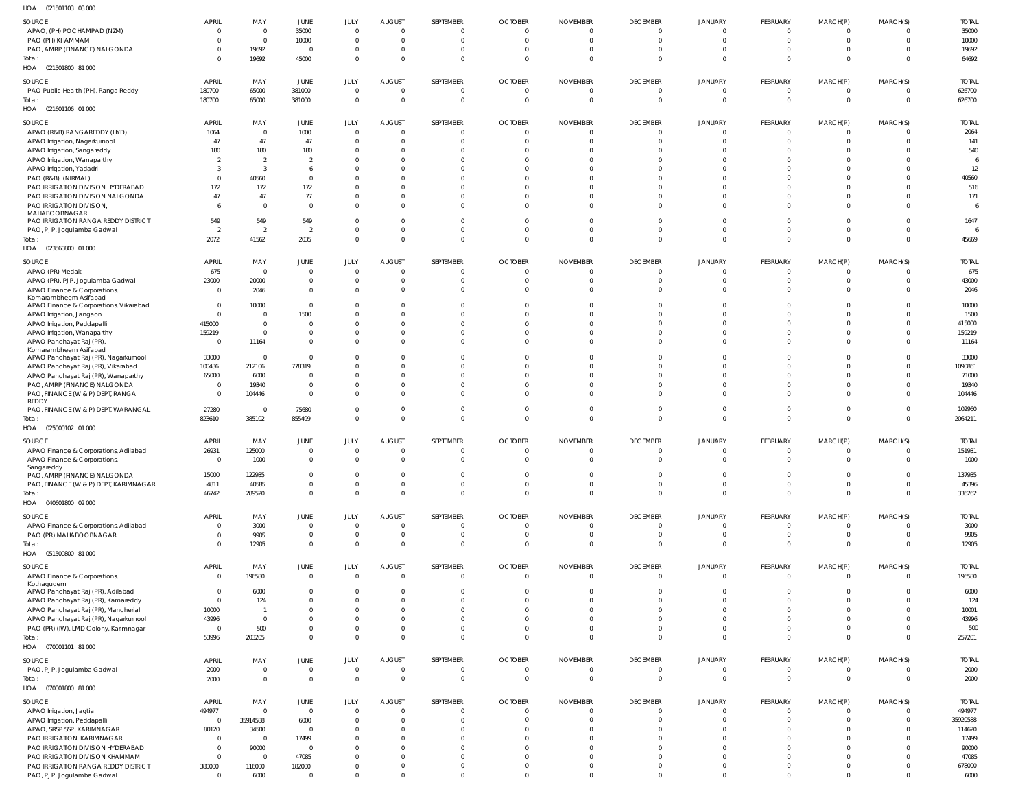HOA 021501103 03 000

| SOURCE | APRIL | MAY | JUNE | JULY | AUGUST | SEPTEMBER | OCTOBER | NOVEMBER | DECEMBER | JANUARY | FEBRUARY | MARCH(P) | MARCH(S) | TOTAL |
|---|---|---|---|---|---|---|---|---|---|---|---|---|---|---|
| APAO, (PH) POCHAMPAD (NZM) | 0 | 0 | 35000 | 0 | 0 | 0 | 0 | 0 | 0 | 0 | 0 | 0 | 0 | 35000 |
| PAO (PH) KHAMMAM | 0 | 0 | 10000 | 0 | 0 | 0 | 0 | 0 | 0 | 0 | 0 | 0 | 0 | 10000 |
| PAO, AMRP (FINANCE) NALGONDA | 0 | 19692 | 0 | 0 | 0 | 0 | 0 | 0 | 0 | 0 | 0 | 0 | 0 | 19692 |
| Total: | 0 | 19692 | 45000 | 0 | 0 | 0 | 0 | 0 | 0 | 0 | 0 | 0 | 0 | 64692 |

HOA 021501800 81 000

| SOURCE | APRIL | MAY | JUNE | JULY | AUGUST | SEPTEMBER | OCTOBER | NOVEMBER | DECEMBER | JANUARY | FEBRUARY | MARCH(P) | MARCH(S) | TOTAL |
|---|---|---|---|---|---|---|---|---|---|---|---|---|---|---|
| PAO Public Health (PH), Ranga Reddy | 180700 | 65000 | 381000 | 0 | 0 | 0 | 0 | 0 | 0 | 0 | 0 | 0 | 0 | 626700 |
| Total: | 180700 | 65000 | 381000 | 0 | 0 | 0 | 0 | 0 | 0 | 0 | 0 | 0 | 0 | 626700 |

HOA 021601106 01 000

| SOURCE | APRIL | MAY | JUNE | JULY | AUGUST | SEPTEMBER | OCTOBER | NOVEMBER | DECEMBER | JANUARY | FEBRUARY | MARCH(P) | MARCH(S) | TOTAL |
|---|---|---|---|---|---|---|---|---|---|---|---|---|---|---|
| APAO (R&B) RANGAREDDY (HYD) | 1064 | 0 | 1000 | 0 | 0 | 0 | 0 | 0 | 0 | 0 | 0 | 0 | 0 | 2064 |
| APAO Irrigation, Nagarkurnool | 47 | 47 | 47 | 0 | 0 | 0 | 0 | 0 | 0 | 0 | 0 | 0 | 0 | 141 |
| APAO Irrigation, Sangareddy | 180 | 180 | 180 | 0 | 0 | 0 | 0 | 0 | 0 | 0 | 0 | 0 | 0 | 540 |
| APAO Irrigation, Wanaparthy | 2 | 2 | 2 | 0 | 0 | 0 | 0 | 0 | 0 | 0 | 0 | 0 | 0 | 6 |
| APAO Irrigation, Yadadri | 3 | 3 | 6 | 0 | 0 | 0 | 0 | 0 | 0 | 0 | 0 | 0 | 0 | 12 |
| PAO (R&B) (NIRMAL) | 0 | 40560 | 0 | 0 | 0 | 0 | 0 | 0 | 0 | 0 | 0 | 0 | 0 | 40560 |
| PAO IRRIGATION DIVISION HYDERABAD | 172 | 172 | 172 | 0 | 0 | 0 | 0 | 0 | 0 | 0 | 0 | 0 | 0 | 516 |
| PAO IRRIGATION DIVISION NALGONDA | 47 | 47 | 77 | 0 | 0 | 0 | 0 | 0 | 0 | 0 | 0 | 0 | 0 | 171 |
| PAO IRRIGATION DIVISION, MAHABOOBNAGAR | 6 | 0 | 0 | 0 | 0 | 0 | 0 | 0 | 0 | 0 | 0 | 0 | 0 | 6 |
| PAO IRRIGATION RANGA REDDY DISTRICT | 549 | 549 | 549 | 0 | 0 | 0 | 0 | 0 | 0 | 0 | 0 | 0 | 0 | 1647 |
| PAO, PJP, Jogulamba Gadwal | 2 | 2 | 2 | 0 | 0 | 0 | 0 | 0 | 0 | 0 | 0 | 0 | 0 | 6 |
| Total: | 2072 | 41562 | 2035 | 0 | 0 | 0 | 0 | 0 | 0 | 0 | 0 | 0 | 0 | 45669 |

HOA 023560800 01 000

| SOURCE | APRIL | MAY | JUNE | JULY | AUGUST | SEPTEMBER | OCTOBER | NOVEMBER | DECEMBER | JANUARY | FEBRUARY | MARCH(P) | MARCH(S) | TOTAL |
|---|---|---|---|---|---|---|---|---|---|---|---|---|---|---|
| APAO (PR) Medak | 675 | 0 | 0 | 0 | 0 | 0 | 0 | 0 | 0 | 0 | 0 | 0 | 0 | 675 |
| APAO (PR), PJP, Jogulamba Gadwal | 23000 | 20000 | 0 | 0 | 0 | 0 | 0 | 0 | 0 | 0 | 0 | 0 | 0 | 43000 |
| APAO Finance & Corporations, Komarambheem Asifabad | 0 | 2046 | 0 | 0 | 0 | 0 | 0 | 0 | 0 | 0 | 0 | 0 | 0 | 2046 |
| APAO Finance & Corporations, Vikarabad | 0 | 10000 | 0 | 0 | 0 | 0 | 0 | 0 | 0 | 0 | 0 | 0 | 0 | 10000 |
| APAO Irrigation, Jangaon | 0 | 0 | 1500 | 0 | 0 | 0 | 0 | 0 | 0 | 0 | 0 | 0 | 0 | 1500 |
| APAO Irrigation, Peddapalli | 415000 | 0 | 0 | 0 | 0 | 0 | 0 | 0 | 0 | 0 | 0 | 0 | 0 | 415000 |
| APAO Irrigation, Wanaparthy | 159219 | 0 | 0 | 0 | 0 | 0 | 0 | 0 | 0 | 0 | 0 | 0 | 0 | 159219 |
| APAO Panchayat Raj (PR), Komarambheem Asifabad | 0 | 11164 | 0 | 0 | 0 | 0 | 0 | 0 | 0 | 0 | 0 | 0 | 0 | 11164 |
| APAO Panchayat Raj (PR), Nagarkurnool | 33000 | 0 | 0 | 0 | 0 | 0 | 0 | 0 | 0 | 0 | 0 | 0 | 0 | 33000 |
| APAO Panchayat Raj (PR), Vikarabad | 100436 | 212106 | 778319 | 0 | 0 | 0 | 0 | 0 | 0 | 0 | 0 | 0 | 0 | 1090861 |
| APAO Panchayat Raj (PR), Wanaparthy | 65000 | 6000 | 0 | 0 | 0 | 0 | 0 | 0 | 0 | 0 | 0 | 0 | 0 | 71000 |
| PAO, AMRP (FINANCE) NALGONDA | 0 | 19340 | 0 | 0 | 0 | 0 | 0 | 0 | 0 | 0 | 0 | 0 | 0 | 19340 |
| PAO, FINANCE (W & P) DEPT, RANGA REDDY | 0 | 104446 | 0 | 0 | 0 | 0 | 0 | 0 | 0 | 0 | 0 | 0 | 0 | 104446 |
| PAO, FINANCE (W & P) DEPT, WARANGAL | 27280 | 0 | 75680 | 0 | 0 | 0 | 0 | 0 | 0 | 0 | 0 | 0 | 0 | 102960 |
| Total: | 823610 | 385102 | 855499 | 0 | 0 | 0 | 0 | 0 | 0 | 0 | 0 | 0 | 0 | 2064211 |

HOA 025000102 01 000

| SOURCE | APRIL | MAY | JUNE | JULY | AUGUST | SEPTEMBER | OCTOBER | NOVEMBER | DECEMBER | JANUARY | FEBRUARY | MARCH(P) | MARCH(S) | TOTAL |
|---|---|---|---|---|---|---|---|---|---|---|---|---|---|---|
| APAO Finance & Corporations, Adilabad | 26931 | 125000 | 0 | 0 | 0 | 0 | 0 | 0 | 0 | 0 | 0 | 0 | 0 | 151931 |
| APAO Finance & Corporations, Sangareddy | 0 | 1000 | 0 | 0 | 0 | 0 | 0 | 0 | 0 | 0 | 0 | 0 | 0 | 1000 |
| PAO, AMRP (FINANCE) NALGONDA | 15000 | 122935 | 0 | 0 | 0 | 0 | 0 | 0 | 0 | 0 | 0 | 0 | 0 | 137935 |
| PAO, FINANCE (W & P) DEPT, KARIMNAGAR | 4811 | 40585 | 0 | 0 | 0 | 0 | 0 | 0 | 0 | 0 | 0 | 0 | 0 | 45396 |
| Total: | 46742 | 289520 | 0 | 0 | 0 | 0 | 0 | 0 | 0 | 0 | 0 | 0 | 0 | 336262 |

HOA 040601800 02 000

| SOURCE | APRIL | MAY | JUNE | JULY | AUGUST | SEPTEMBER | OCTOBER | NOVEMBER | DECEMBER | JANUARY | FEBRUARY | MARCH(P) | MARCH(S) | TOTAL |
|---|---|---|---|---|---|---|---|---|---|---|---|---|---|---|
| APAO Finance & Corporations, Adilabad | 0 | 3000 | 0 | 0 | 0 | 0 | 0 | 0 | 0 | 0 | 0 | 0 | 0 | 3000 |
| PAO (PR) MAHABOOBNAGAR | 0 | 9905 | 0 | 0 | 0 | 0 | 0 | 0 | 0 | 0 | 0 | 0 | 0 | 9905 |
| Total: | 0 | 12905 | 0 | 0 | 0 | 0 | 0 | 0 | 0 | 0 | 0 | 0 | 0 | 12905 |

HOA 051500800 81 000

| SOURCE | APRIL | MAY | JUNE | JULY | AUGUST | SEPTEMBER | OCTOBER | NOVEMBER | DECEMBER | JANUARY | FEBRUARY | MARCH(P) | MARCH(S) | TOTAL |
|---|---|---|---|---|---|---|---|---|---|---|---|---|---|---|
| APAO Finance & Corporations, Kothagudem | 0 | 196580 | 0 | 0 | 0 | 0 | 0 | 0 | 0 | 0 | 0 | 0 | 0 | 196580 |
| APAO Panchayat Raj (PR), Adilabad | 0 | 6000 | 0 | 0 | 0 | 0 | 0 | 0 | 0 | 0 | 0 | 0 | 0 | 6000 |
| APAO Panchayat Raj (PR), Kamareddy | 0 | 124 | 0 | 0 | 0 | 0 | 0 | 0 | 0 | 0 | 0 | 0 | 0 | 124 |
| APAO Panchayat Raj (PR), Mancherial | 10000 | 1 | 0 | 0 | 0 | 0 | 0 | 0 | 0 | 0 | 0 | 0 | 0 | 10001 |
| APAO Panchayat Raj (PR), Nagarkurnool | 43996 | 0 | 0 | 0 | 0 | 0 | 0 | 0 | 0 | 0 | 0 | 0 | 0 | 43996 |
| PAO (PR) (IW), LMD Colony, Karimnagar | 0 | 500 | 0 | 0 | 0 | 0 | 0 | 0 | 0 | 0 | 0 | 0 | 0 | 500 |
| Total: | 53996 | 203205 | 0 | 0 | 0 | 0 | 0 | 0 | 0 | 0 | 0 | 0 | 0 | 257201 |

HOA 070001101 81 000

| SOURCE | APRIL | MAY | JUNE | JULY | AUGUST | SEPTEMBER | OCTOBER | NOVEMBER | DECEMBER | JANUARY | FEBRUARY | MARCH(P) | MARCH(S) | TOTAL |
|---|---|---|---|---|---|---|---|---|---|---|---|---|---|---|
| PAO, PJP, Jogulamba Gadwal | 2000 | 0 | 0 | 0 | 0 | 0 | 0 | 0 | 0 | 0 | 0 | 0 | 0 | 2000 |
| Total: | 2000 | 0 | 0 | 0 | 0 | 0 | 0 | 0 | 0 | 0 | 0 | 0 | 0 | 2000 |

HOA 070001800 81 000

| SOURCE | APRIL | MAY | JUNE | JULY | AUGUST | SEPTEMBER | OCTOBER | NOVEMBER | DECEMBER | JANUARY | FEBRUARY | MARCH(P) | MARCH(S) | TOTAL |
|---|---|---|---|---|---|---|---|---|---|---|---|---|---|---|
| APAO Irrigation, Jagtial | 494977 | 0 | 0 | 0 | 0 | 0 | 0 | 0 | 0 | 0 | 0 | 0 | 0 | 494977 |
| APAO Irrigation, Peddapalli | 0 | 35914588 | 6000 | 0 | 0 | 0 | 0 | 0 | 0 | 0 | 0 | 0 | 0 | 35920588 |
| APAO, SRSP SSP, KARIMNAGAR | 80120 | 34500 | 0 | 0 | 0 | 0 | 0 | 0 | 0 | 0 | 0 | 0 | 0 | 114620 |
| PAO IRRIGATION KARIMNAGAR | 0 | 0 | 17499 | 0 | 0 | 0 | 0 | 0 | 0 | 0 | 0 | 0 | 0 | 17499 |
| PAO IRRIGATION DIVISION HYDERABAD | 0 | 90000 | 0 | 0 | 0 | 0 | 0 | 0 | 0 | 0 | 0 | 0 | 0 | 90000 |
| PAO IRRIGATION DIVISION KHAMMAM | 0 | 0 | 47085 | 0 | 0 | 0 | 0 | 0 | 0 | 0 | 0 | 0 | 0 | 47085 |
| PAO IRRIGATION RANGA REDDY DISTRICT | 380000 | 116000 | 182000 | 0 | 0 | 0 | 0 | 0 | 0 | 0 | 0 | 0 | 0 | 678000 |
| PAO, PJP, Jogulamba Gadwal | 0 | 6000 | 0 | 0 | 0 | 0 | 0 | 0 | 0 | 0 | 0 | 0 | 0 | 6000 |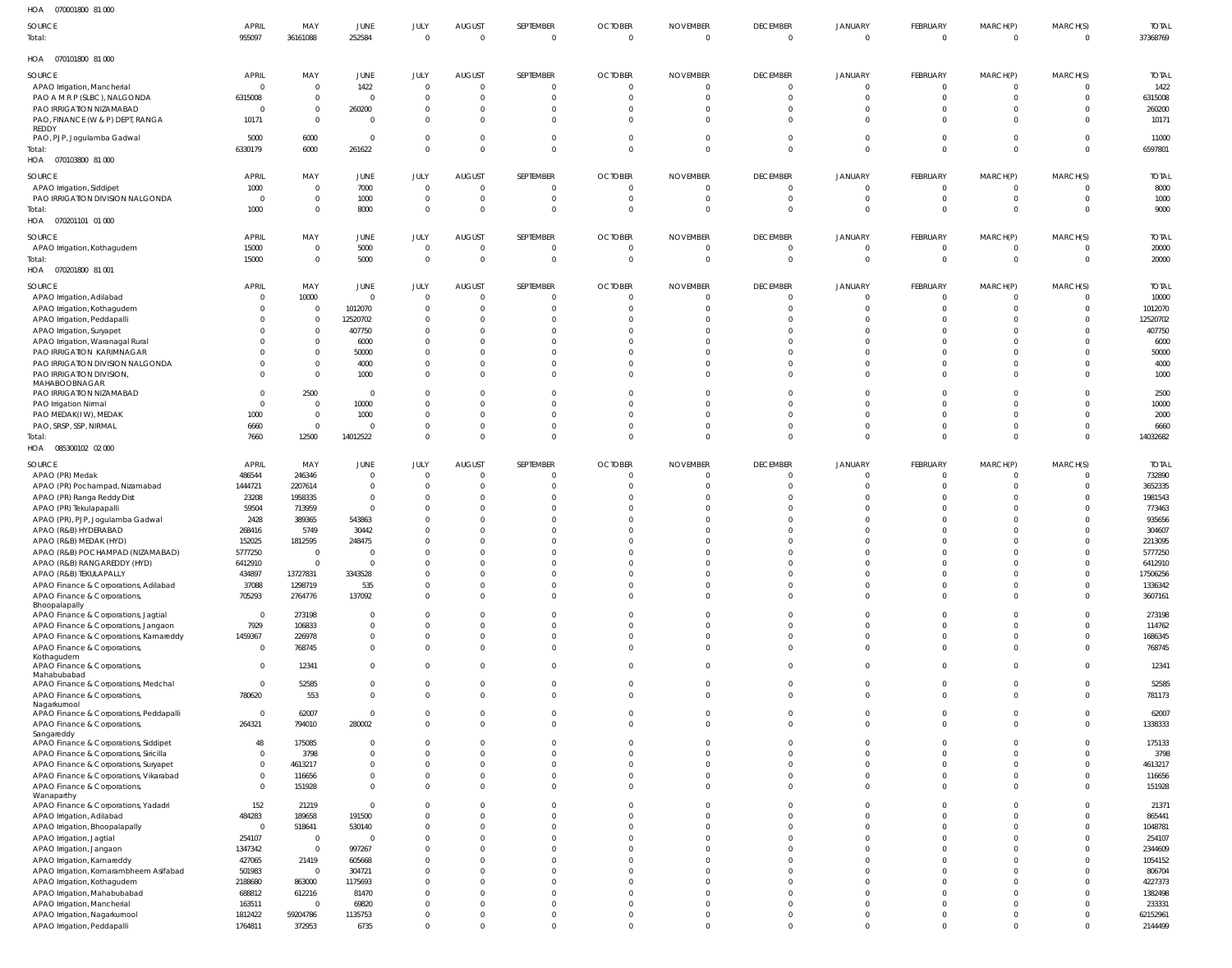HOA 070001800 81 000

| SOURCE | APRIL | MAY | JUNE | JULY | AUGUST | SEPTEMBER | OCTOBER | NOVEMBER | DECEMBER | JANUARY | FEBRUARY | MARCH(P) | MARCH(S) | TOTAL |
|---|---|---|---|---|---|---|---|---|---|---|---|---|---|---|
| Total: | 955097 | 36161088 | 252584 | 0 | 0 | 0 | 0 | 0 | 0 | 0 | 0 | 0 | 0 | 37368769 |

HOA 070101800 81 000

| SOURCE | APRIL | MAY | JUNE | JULY | AUGUST | SEPTEMBER | OCTOBER | NOVEMBER | DECEMBER | JANUARY | FEBRUARY | MARCH(P) | MARCH(S) | TOTAL |
|---|---|---|---|---|---|---|---|---|---|---|---|---|---|---|
| APAO Irrigation, Mancherial | 0 | 0 | 1422 | 0 | 0 | 0 | 0 | 0 | 0 | 0 | 0 | 0 | 0 | 1422 |
| PAO A M R P (SLBC), NALGONDA | 6315008 | 0 | 0 | 0 | 0 | 0 | 0 | 0 | 0 | 0 | 0 | 0 | 0 | 6315008 |
| PAO IRRIGATION NIZAMABAD | 0 | 0 | 260200 | 0 | 0 | 0 | 0 | 0 | 0 | 0 | 0 | 0 | 0 | 260200 |
| PAO, FINANCE (W & P) DEPT, RANGA REDDY | 10171 | 0 | 0 | 0 | 0 | 0 | 0 | 0 | 0 | 0 | 0 | 0 | 0 | 10171 |
| PAO, PJP, Jogulamba Gadwal | 5000 | 6000 | 0 | 0 | 0 | 0 | 0 | 0 | 0 | 0 | 0 | 0 | 0 | 11000 |
| Total: | 6330179 | 6000 | 261622 | 0 | 0 | 0 | 0 | 0 | 0 | 0 | 0 | 0 | 0 | 6597801 |

HOA 070103800 81 000

| SOURCE | APRIL | MAY | JUNE | JULY | AUGUST | SEPTEMBER | OCTOBER | NOVEMBER | DECEMBER | JANUARY | FEBRUARY | MARCH(P) | MARCH(S) | TOTAL |
|---|---|---|---|---|---|---|---|---|---|---|---|---|---|---|
| APAO Irrigation, Siddipet | 1000 | 0 | 7000 | 0 | 0 | 0 | 0 | 0 | 0 | 0 | 0 | 0 | 0 | 8000 |
| PAO IRRIGATION DIVISION NALGONDA | 0 | 0 | 1000 | 0 | 0 | 0 | 0 | 0 | 0 | 0 | 0 | 0 | 0 | 1000 |
| Total: | 1000 | 0 | 8000 | 0 | 0 | 0 | 0 | 0 | 0 | 0 | 0 | 0 | 0 | 9000 |

HOA 070201101 01 000

| SOURCE | APRIL | MAY | JUNE | JULY | AUGUST | SEPTEMBER | OCTOBER | NOVEMBER | DECEMBER | JANUARY | FEBRUARY | MARCH(P) | MARCH(S) | TOTAL |
|---|---|---|---|---|---|---|---|---|---|---|---|---|---|---|
| APAO Irrigation, Kothagudem | 15000 | 0 | 5000 | 0 | 0 | 0 | 0 | 0 | 0 | 0 | 0 | 0 | 0 | 20000 |
| Total: | 15000 | 0 | 5000 | 0 | 0 | 0 | 0 | 0 | 0 | 0 | 0 | 0 | 0 | 20000 |

HOA 070201800 81 001

| SOURCE | APRIL | MAY | JUNE | JULY | AUGUST | SEPTEMBER | OCTOBER | NOVEMBER | DECEMBER | JANUARY | FEBRUARY | MARCH(P) | MARCH(S) | TOTAL |
|---|---|---|---|---|---|---|---|---|---|---|---|---|---|---|
| APAO Irrigation, Adilabad | 0 | 10000 | 0 | 0 | 0 | 0 | 0 | 0 | 0 | 0 | 0 | 0 | 0 | 10000 |
| APAO Irrigation, Kothagudem | 0 | 0 | 1012070 | 0 | 0 | 0 | 0 | 0 | 0 | 0 | 0 | 0 | 0 | 1012070 |
| APAO Irrigation, Peddapalli | 0 | 0 | 12520702 | 0 | 0 | 0 | 0 | 0 | 0 | 0 | 0 | 0 | 0 | 12520702 |
| APAO Irrigation, Suryapet | 0 | 0 | 407750 | 0 | 0 | 0 | 0 | 0 | 0 | 0 | 0 | 0 | 0 | 407750 |
| APAO Irrigation, Waranagal Rural | 0 | 0 | 6000 | 0 | 0 | 0 | 0 | 0 | 0 | 0 | 0 | 0 | 0 | 6000 |
| PAO IRRIGATION KARIMNAGAR | 0 | 0 | 50000 | 0 | 0 | 0 | 0 | 0 | 0 | 0 | 0 | 0 | 0 | 50000 |
| PAO IRRIGATION DIVISION NALGONDA | 0 | 0 | 4000 | 0 | 0 | 0 | 0 | 0 | 0 | 0 | 0 | 0 | 0 | 4000 |
| PAO IRRIGATION DIVISION, MAHABOOBNAGAR | 0 | 0 | 1000 | 0 | 0 | 0 | 0 | 0 | 0 | 0 | 0 | 0 | 0 | 1000 |
| PAO IRRIGATION NIZAMABAD | 0 | 2500 | 0 | 0 | 0 | 0 | 0 | 0 | 0 | 0 | 0 | 0 | 0 | 2500 |
| PAO Irrigation Nirmal | 0 | 0 | 10000 | 0 | 0 | 0 | 0 | 0 | 0 | 0 | 0 | 0 | 0 | 10000 |
| PAO MEDAK(IW), MEDAK | 1000 | 0 | 1000 | 0 | 0 | 0 | 0 | 0 | 0 | 0 | 0 | 0 | 0 | 2000 |
| PAO, SRSP, SSP, NIRMAL | 6660 | 0 | 0 | 0 | 0 | 0 | 0 | 0 | 0 | 0 | 0 | 0 | 0 | 6660 |
| Total: | 7660 | 12500 | 14012522 | 0 | 0 | 0 | 0 | 0 | 0 | 0 | 0 | 0 | 0 | 14032682 |

HOA 085300102 02 000

| SOURCE | APRIL | MAY | JUNE | JULY | AUGUST | SEPTEMBER | OCTOBER | NOVEMBER | DECEMBER | JANUARY | FEBRUARY | MARCH(P) | MARCH(S) | TOTAL |
|---|---|---|---|---|---|---|---|---|---|---|---|---|---|---|
| APAO (PR) Medak | 486544 | 246346 | 0 | 0 | 0 | 0 | 0 | 0 | 0 | 0 | 0 | 0 | 0 | 732890 |
| APAO (PR) Pochampad, Nizamabad | 1444721 | 2207614 | 0 | 0 | 0 | 0 | 0 | 0 | 0 | 0 | 0 | 0 | 0 | 3652335 |
| APAO (PR) Ranga Reddy Dist | 23208 | 1958335 | 0 | 0 | 0 | 0 | 0 | 0 | 0 | 0 | 0 | 0 | 0 | 1981543 |
| APAO (PR) Tekulapapalli | 59504 | 713959 | 0 | 0 | 0 | 0 | 0 | 0 | 0 | 0 | 0 | 0 | 0 | 773463 |
| APAO (PR), PJP, Jogulamba Gadwal | 2428 | 389365 | 543863 | 0 | 0 | 0 | 0 | 0 | 0 | 0 | 0 | 0 | 0 | 935656 |
| APAO (R&B) HYDERABAD | 268416 | 5749 | 30442 | 0 | 0 | 0 | 0 | 0 | 0 | 0 | 0 | 0 | 0 | 304607 |
| APAO (R&B) MEDAK (HYD) | 152025 | 1812595 | 248475 | 0 | 0 | 0 | 0 | 0 | 0 | 0 | 0 | 0 | 0 | 2213095 |
| APAO (R&B) POCHAMPAD (NIZAMABAD) | 5777250 | 0 | 0 | 0 | 0 | 0 | 0 | 0 | 0 | 0 | 0 | 0 | 0 | 5777250 |
| APAO (R&B) RANGAREDDY (HYD) | 6412910 | 0 | 0 | 0 | 0 | 0 | 0 | 0 | 0 | 0 | 0 | 0 | 0 | 6412910 |
| APAO (R&B) TEKULAPALLY | 434897 | 13727831 | 3343528 | 0 | 0 | 0 | 0 | 0 | 0 | 0 | 0 | 0 | 0 | 17506256 |
| APAO Finance & Corporations, Adilabad | 37088 | 1298719 | 535 | 0 | 0 | 0 | 0 | 0 | 0 | 0 | 0 | 0 | 0 | 1336342 |
| APAO Finance & Corporations, Bhoopalapally | 705293 | 2764776 | 137092 | 0 | 0 | 0 | 0 | 0 | 0 | 0 | 0 | 0 | 0 | 3607161 |
| APAO Finance & Corporations, Jagtial | 0 | 273198 | 0 | 0 | 0 | 0 | 0 | 0 | 0 | 0 | 0 | 0 | 0 | 273198 |
| APAO Finance & Corporations, Jangaon | 7929 | 106833 | 0 | 0 | 0 | 0 | 0 | 0 | 0 | 0 | 0 | 0 | 0 | 114762 |
| APAO Finance & Corporations, Kamareddy | 1459367 | 226978 | 0 | 0 | 0 | 0 | 0 | 0 | 0 | 0 | 0 | 0 | 0 | 1686345 |
| APAO Finance & Corporations, Kothagudem | 0 | 768745 | 0 | 0 | 0 | 0 | 0 | 0 | 0 | 0 | 0 | 0 | 0 | 768745 |
| APAO Finance & Corporations, Mahabubabad | 0 | 12341 | 0 | 0 | 0 | 0 | 0 | 0 | 0 | 0 | 0 | 0 | 0 | 12341 |
| APAO Finance & Corporations, Medchal | 0 | 52585 | 0 | 0 | 0 | 0 | 0 | 0 | 0 | 0 | 0 | 0 | 0 | 52585 |
| APAO Finance & Corporations, Nagarkurnool | 780620 | 553 | 0 | 0 | 0 | 0 | 0 | 0 | 0 | 0 | 0 | 0 | 0 | 781173 |
| APAO Finance & Corporations, Peddapalli | 0 | 62007 | 0 | 0 | 0 | 0 | 0 | 0 | 0 | 0 | 0 | 0 | 0 | 62007 |
| APAO Finance & Corporations, Sangareddy | 264321 | 794010 | 280002 | 0 | 0 | 0 | 0 | 0 | 0 | 0 | 0 | 0 | 0 | 1338333 |
| APAO Finance & Corporations, Siddipet | 48 | 175085 | 0 | 0 | 0 | 0 | 0 | 0 | 0 | 0 | 0 | 0 | 0 | 175133 |
| APAO Finance & Corporations, Siricilla | 0 | 3798 | 0 | 0 | 0 | 0 | 0 | 0 | 0 | 0 | 0 | 0 | 0 | 3798 |
| APAO Finance & Corporations, Suryapet | 0 | 4613217 | 0 | 0 | 0 | 0 | 0 | 0 | 0 | 0 | 0 | 0 | 0 | 4613217 |
| APAO Finance & Corporations, Vikarabad | 0 | 116656 | 0 | 0 | 0 | 0 | 0 | 0 | 0 | 0 | 0 | 0 | 0 | 116656 |
| APAO Finance & Corporations, Wanaparthy | 0 | 151928 | 0 | 0 | 0 | 0 | 0 | 0 | 0 | 0 | 0 | 0 | 0 | 151928 |
| APAO Finance & Corporations, Yadadri | 152 | 21219 | 0 | 0 | 0 | 0 | 0 | 0 | 0 | 0 | 0 | 0 | 0 | 21371 |
| APAO Irrigation, Adilabad | 484283 | 189658 | 191500 | 0 | 0 | 0 | 0 | 0 | 0 | 0 | 0 | 0 | 0 | 865441 |
| APAO Irrigation, Bhoopalapally | 0 | 518641 | 530140 | 0 | 0 | 0 | 0 | 0 | 0 | 0 | 0 | 0 | 0 | 1048781 |
| APAO Irrigation, Jagtial | 254107 | 0 | 0 | 0 | 0 | 0 | 0 | 0 | 0 | 0 | 0 | 0 | 0 | 254107 |
| APAO Irrigation, Jangaon | 1347342 | 0 | 997267 | 0 | 0 | 0 | 0 | 0 | 0 | 0 | 0 | 0 | 0 | 2344609 |
| APAO Irrigation, Kamareddy | 427065 | 21419 | 605668 | 0 | 0 | 0 | 0 | 0 | 0 | 0 | 0 | 0 | 0 | 1054152 |
| APAO Irrigation, Komarambheem Asifabad | 501983 | 0 | 304721 | 0 | 0 | 0 | 0 | 0 | 0 | 0 | 0 | 0 | 0 | 806704 |
| APAO Irrigation, Kothagudem | 2188680 | 863000 | 1175693 | 0 | 0 | 0 | 0 | 0 | 0 | 0 | 0 | 0 | 0 | 4227373 |
| APAO Irrigation, Mahabubabad | 688812 | 612216 | 81470 | 0 | 0 | 0 | 0 | 0 | 0 | 0 | 0 | 0 | 0 | 1382498 |
| APAO Irrigation, Mancherial | 163511 | 0 | 69820 | 0 | 0 | 0 | 0 | 0 | 0 | 0 | 0 | 0 | 0 | 233331 |
| APAO Irrigation, Nagarkurnool | 1812422 | 59204786 | 1135753 | 0 | 0 | 0 | 0 | 0 | 0 | 0 | 0 | 0 | 0 | 62152961 |
| APAO Irrigation, Peddapalli | 1764811 | 372953 | 6735 | 0 | 0 | 0 | 0 | 0 | 0 | 0 | 0 | 0 | 0 | 2144499 |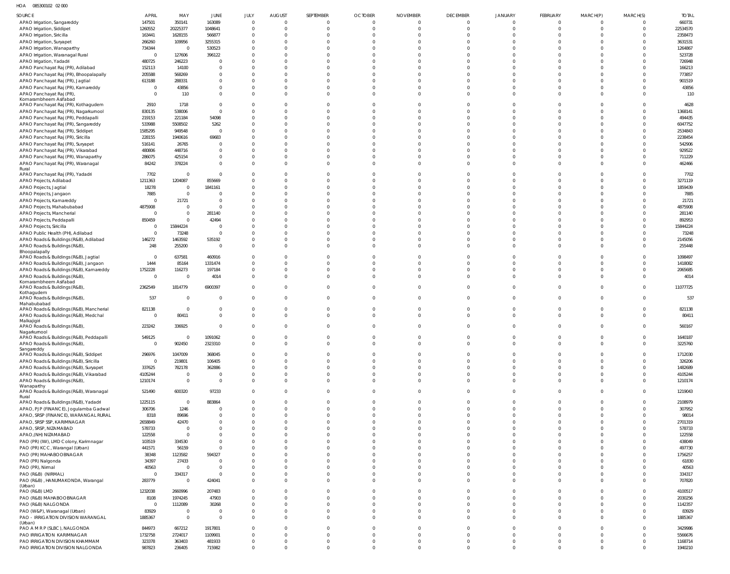HOA 085300102 02 000

| SOURCE | APRIL | MAY | JUNE | JULY | AUGUST | SEPTEMBER | OCTOBER | NOVEMBER | DECEMBER | JANUARY | FEBRUARY | MARCH(P) | MARCH(S) | TOTAL |
|---|---|---|---|---|---|---|---|---|---|---|---|---|---|---|
| APAO Irrigation, Sangareddy | 147501 | 350141 | 163089 | 0 | 0 | 0 | 0 | 0 | 0 | 0 | 0 | 0 | 0 | 660731 |
| APAO Irrigation, Siddipet | 1260552 | 20225377 | 1048641 | 0 | 0 | 0 | 0 | 0 | 0 | 0 | 0 | 0 | 0 | 22534570 |
| APAO Irrigation, Siricilla | 163441 | 1628155 | 566877 | 0 | 0 | 0 | 0 | 0 | 0 | 0 | 0 | 0 | 0 | 2358473 |
| APAO Irrigation, Suryapet | 266260 | 109956 | 3255315 | 0 | 0 | 0 | 0 | 0 | 0 | 0 | 0 | 0 | 0 | 3631531 |
| APAO Irrigation, Wanaparthy | 734344 | 0 | 530523 | 0 | 0 | 0 | 0 | 0 | 0 | 0 | 0 | 0 | 0 | 1264867 |
| APAO Irrigation, Waranagal Rural | 0 | 127606 | 396122 | 0 | 0 | 0 | 0 | 0 | 0 | 0 | 0 | 0 | 0 | 523728 |
| APAO Irrigation, Yadadri | 480725 | 246223 | 0 | 0 | 0 | 0 | 0 | 0 | 0 | 0 | 0 | 0 | 0 | 726948 |
| APAO Panchayat Raj (PR), Adilabad | 152113 | 14100 | 0 | 0 | 0 | 0 | 0 | 0 | 0 | 0 | 0 | 0 | 0 | 166213 |
| APAO Panchayat Raj (PR), Bhoopalapally | 205588 | 568269 | 0 | 0 | 0 | 0 | 0 | 0 | 0 | 0 | 0 | 0 | 0 | 773857 |
| APAO Panchayat Raj (PR), Jagtial | 613188 | 288331 | 0 | 0 | 0 | 0 | 0 | 0 | 0 | 0 | 0 | 0 | 0 | 901519 |
| APAO Panchayat Raj (PR), Kamareddy | 0 | 43856 | 0 | 0 | 0 | 0 | 0 | 0 | 0 | 0 | 0 | 0 | 0 | 43856 |
| APAO Panchayat Raj (PR), Komarambheem Asifabad | 0 | 110 | 0 | 0 | 0 | 0 | 0 | 0 | 0 | 0 | 0 | 0 | 0 | 110 |
| APAO Panchayat Raj (PR), Kothagudem | 2910 | 1718 | 0 | 0 | 0 | 0 | 0 | 0 | 0 | 0 | 0 | 0 | 0 | 4628 |
| APAO Panchayat Raj (PR), Nagarkurnool | 830135 | 538006 | 0 | 0 | 0 | 0 | 0 | 0 | 0 | 0 | 0 | 0 | 0 | 1368141 |
| APAO Panchayat Raj (PR), Peddapalli | 219153 | 221184 | 54098 | 0 | 0 | 0 | 0 | 0 | 0 | 0 | 0 | 0 | 0 | 494435 |
| APAO Panchayat Raj (PR), Sangareddy | 533988 | 5508502 | 5262 | 0 | 0 | 0 | 0 | 0 | 0 | 0 | 0 | 0 | 0 | 6047752 |
| APAO Panchayat Raj (PR), Siddipet | 1585295 | 949548 | 0 | 0 | 0 | 0 | 0 | 0 | 0 | 0 | 0 | 0 | 0 | 2534843 |
| APAO Panchayat Raj (PR), Siricilla | 228155 | 1940616 | 69683 | 0 | 0 | 0 | 0 | 0 | 0 | 0 | 0 | 0 | 0 | 2238454 |
| APAO Panchayat Raj (PR), Suryapet | 516141 | 26765 | 0 | 0 | 0 | 0 | 0 | 0 | 0 | 0 | 0 | 0 | 0 | 542906 |
| APAO Panchayat Raj (PR), Vikarabad | 480806 | 448716 | 0 | 0 | 0 | 0 | 0 | 0 | 0 | 0 | 0 | 0 | 0 | 929522 |
| APAO Panchayat Raj (PR), Wanaparthy | 286075 | 425154 | 0 | 0 | 0 | 0 | 0 | 0 | 0 | 0 | 0 | 0 | 0 | 711229 |
| APAO Panchayat Raj (PR), Waranagal Rural | 84242 | 378224 | 0 | 0 | 0 | 0 | 0 | 0 | 0 | 0 | 0 | 0 | 0 | 462466 |
| APAO Panchayat Raj (PR), Yadadri | 7702 | 0 | 0 | 0 | 0 | 0 | 0 | 0 | 0 | 0 | 0 | 0 | 0 | 7702 |
| APAO Projects, Adilabad | 1211363 | 1204087 | 855669 | 0 | 0 | 0 | 0 | 0 | 0 | 0 | 0 | 0 | 0 | 3271119 |
| APAO Projects, Jagtial | 18278 | 0 | 1841161 | 0 | 0 | 0 | 0 | 0 | 0 | 0 | 0 | 0 | 0 | 1859439 |
| APAO Projects, Jangaon | 7885 | 0 | 0 | 0 | 0 | 0 | 0 | 0 | 0 | 0 | 0 | 0 | 0 | 7885 |
| APAO Projects, Kamareddy | 0 | 21721 | 0 | 0 | 0 | 0 | 0 | 0 | 0 | 0 | 0 | 0 | 0 | 21721 |
| APAO Projects, Mahabubabad | 4875908 | 0 | 0 | 0 | 0 | 0 | 0 | 0 | 0 | 0 | 0 | 0 | 0 | 4875908 |
| APAO Projects, Mancherial | 0 | 0 | 281140 | 0 | 0 | 0 | 0 | 0 | 0 | 0 | 0 | 0 | 0 | 281140 |
| APAO Projects, Peddapalli | 850459 | 0 | 42494 | 0 | 0 | 0 | 0 | 0 | 0 | 0 | 0 | 0 | 0 | 892953 |
| APAO Projects, Siricilla | 0 | 15844224 | 0 | 0 | 0 | 0 | 0 | 0 | 0 | 0 | 0 | 0 | 0 | 15844224 |
| APAO Public Health (PH), Adilabad | 0 | 73248 | 0 | 0 | 0 | 0 | 0 | 0 | 0 | 0 | 0 | 0 | 0 | 73248 |
| APAO Roads & Buildings (R&B), Adilabad | 146272 | 1463592 | 535192 | 0 | 0 | 0 | 0 | 0 | 0 | 0 | 0 | 0 | 0 | 2145056 |
| APAO Roads & Buildings (R&B), Bhoopalapally | 248 | 255200 | 0 | 0 | 0 | 0 | 0 | 0 | 0 | 0 | 0 | 0 | 0 | 255448 |
| APAO Roads & Buildings (R&B), Jagtial | 0 | 637581 | 460916 | 0 | 0 | 0 | 0 | 0 | 0 | 0 | 0 | 0 | 0 | 1098497 |
| APAO Roads & Buildings (R&B), Jangaon | 1444 | 85164 | 1331474 | 0 | 0 | 0 | 0 | 0 | 0 | 0 | 0 | 0 | 0 | 1418082 |
| APAO Roads & Buildings (R&B), Kamareddy | 1752228 | 116273 | 197184 | 0 | 0 | 0 | 0 | 0 | 0 | 0 | 0 | 0 | 0 | 2065685 |
| APAO Roads & Buildings (R&B), Komarambheem Asifabad | 0 | 0 | 4014 | 0 | 0 | 0 | 0 | 0 | 0 | 0 | 0 | 0 | 0 | 4014 |
| APAO Roads & Buildings (R&B), Kothagudem | 2362549 | 1814779 | 6900397 | 0 | 0 | 0 | 0 | 0 | 0 | 0 | 0 | 0 | 0 | 11077725 |
| APAO Roads & Buildings (R&B), Mahabubabad | 537 | 0 | 0 | 0 | 0 | 0 | 0 | 0 | 0 | 0 | 0 | 0 | 0 | 537 |
| APAO Roads & Buildings (R&B), Mancherial | 821138 | 0 | 0 | 0 | 0 | 0 | 0 | 0 | 0 | 0 | 0 | 0 | 0 | 821138 |
| APAO Roads & Buildings (R&B), Medchal Malkajigiri | 0 | 80411 | 0 | 0 | 0 | 0 | 0 | 0 | 0 | 0 | 0 | 0 | 0 | 80411 |
| APAO Roads & Buildings (R&B), Nagarkurnool | 223242 | 336925 | 0 | 0 | 0 | 0 | 0 | 0 | 0 | 0 | 0 | 0 | 0 | 560167 |
| APAO Roads & Buildings (R&B), Peddapalli | 549125 | 0 | 1091062 | 0 | 0 | 0 | 0 | 0 | 0 | 0 | 0 | 0 | 0 | 1640187 |
| APAO Roads & Buildings (R&B), Sangareddy | 0 | 902450 | 2323310 | 0 | 0 | 0 | 0 | 0 | 0 | 0 | 0 | 0 | 0 | 3225760 |
| APAO Roads & Buildings (R&B), Siddipet | 296976 | 1047009 | 368045 | 0 | 0 | 0 | 0 | 0 | 0 | 0 | 0 | 0 | 0 | 1712030 |
| APAO Roads & Buildings (R&B), Siricilla | 0 | 219801 | 106405 | 0 | 0 | 0 | 0 | 0 | 0 | 0 | 0 | 0 | 0 | 326206 |
| APAO Roads & Buildings (R&B), Suryapet | 337625 | 782178 | 362886 | 0 | 0 | 0 | 0 | 0 | 0 | 0 | 0 | 0 | 0 | 1482689 |
| APAO Roads & Buildings (R&B), Vikarabad | 4105244 | 0 | 0 | 0 | 0 | 0 | 0 | 0 | 0 | 0 | 0 | 0 | 0 | 4105244 |
| APAO Roads & Buildings (R&B), Wanaparthy | 1210174 | 0 | 0 | 0 | 0 | 0 | 0 | 0 | 0 | 0 | 0 | 0 | 0 | 1210174 |
| APAO Roads & Buildings (R&B), Waranagal Rural | 521490 | 600320 | 97233 | 0 | 0 | 0 | 0 | 0 | 0 | 0 | 0 | 0 | 0 | 1219043 |
| APAO Roads & Buildings (R&B), Yadadri | 1225115 | 0 | 883864 | 0 | 0 | 0 | 0 | 0 | 0 | 0 | 0 | 0 | 0 | 2108979 |
| APAO, PJP (FINANCE), Jogulamba Gadwal | 306706 | 1246 | 0 | 0 | 0 | 0 | 0 | 0 | 0 | 0 | 0 | 0 | 0 | 307952 |
| APAO, SRSP (FINANCE), WARANGAL RURAL | 8318 | 89696 | 0 | 0 | 0 | 0 | 0 | 0 | 0 | 0 | 0 | 0 | 0 | 98014 |
| APAO, SRSP SSP, KARIMNAGAR | 2658849 | 42470 | 0 | 0 | 0 | 0 | 0 | 0 | 0 | 0 | 0 | 0 | 0 | 2701319 |
| APAO, SRSP, NIZAMABAD | 578733 | 0 | 0 | 0 | 0 | 0 | 0 | 0 | 0 | 0 | 0 | 0 | 0 | 578733 |
| APAO,(NH) NIZAMABAD | 122558 | 0 | 0 | 0 | 0 | 0 | 0 | 0 | 0 | 0 | 0 | 0 | 0 | 122558 |
| PAO (PR) (IW), LMD Colony, Karimnagar | 103519 | 334530 | 0 | 0 | 0 | 0 | 0 | 0 | 0 | 0 | 0 | 0 | 0 | 438049 |
| PAO (PR) KCC, Warangal (Urban) | 441571 | 56159 | 0 | 0 | 0 | 0 | 0 | 0 | 0 | 0 | 0 | 0 | 0 | 497730 |
| PAO (PR) MAHABOOBNAGAR | 38348 | 1123582 | 594327 | 0 | 0 | 0 | 0 | 0 | 0 | 0 | 0 | 0 | 0 | 1756257 |
| PAO (PR) Nalgonda | 34397 | 27433 | 0 | 0 | 0 | 0 | 0 | 0 | 0 | 0 | 0 | 0 | 0 | 61830 |
| PAO (PR), Nirmal | 40563 | 0 | 0 | 0 | 0 | 0 | 0 | 0 | 0 | 0 | 0 | 0 | 0 | 40563 |
| PAO (R&B) (NIRMAL) | 0 | 334317 | 0 | 0 | 0 | 0 | 0 | 0 | 0 | 0 | 0 | 0 | 0 | 334317 |
| PAO (R&B) , HANUMAKONDA, Warangal (Urban) | 283779 | 0 | 424041 | 0 | 0 | 0 | 0 | 0 | 0 | 0 | 0 | 0 | 0 | 707820 |
| PAO (R&B) LMD | 1232038 | 2660996 | 207483 | 0 | 0 | 0 | 0 | 0 | 0 | 0 | 0 | 0 | 0 | 4100517 |
| PAO (R&B) MAHABOOBNAGAR | 8108 | 1974245 | 47903 | 0 | 0 | 0 | 0 | 0 | 0 | 0 | 0 | 0 | 0 | 2030256 |
| PAO (R&B) NALGONDA | 0 | 1112089 | 30268 | 0 | 0 | 0 | 0 | 0 | 0 | 0 | 0 | 0 | 0 | 1142357 |
| PAO (W&P), Waranagal (Urban) | 83929 | 0 | 0 | 0 | 0 | 0 | 0 | 0 | 0 | 0 | 0 | 0 | 0 | 83929 |
| PAO - IRRIGATION DIVISION WARANGAL (Urban) | 1885367 | 0 | 0 | 0 | 0 | 0 | 0 | 0 | 0 | 0 | 0 | 0 | 0 | 1885367 |
| PAO A M R P (SLBC), NALGONDA | 844973 | 667212 | 1917801 | 0 | 0 | 0 | 0 | 0 | 0 | 0 | 0 | 0 | 0 | 3429986 |
| PAO IRRIGATION KARIMNAGAR | 1732758 | 2724017 | 1109901 | 0 | 0 | 0 | 0 | 0 | 0 | 0 | 0 | 0 | 0 | 5566676 |
| PAO IRRIGATION DIVISION KHAMMAM | 323378 | 363403 | 481933 | 0 | 0 | 0 | 0 | 0 | 0 | 0 | 0 | 0 | 0 | 1168714 |
| PAO IRRIGATION DIVISION NALGONDA | 987823 | 236405 | 715982 | 0 | 0 | 0 | 0 | 0 | 0 | 0 | 0 | 0 | 0 | 1940210 |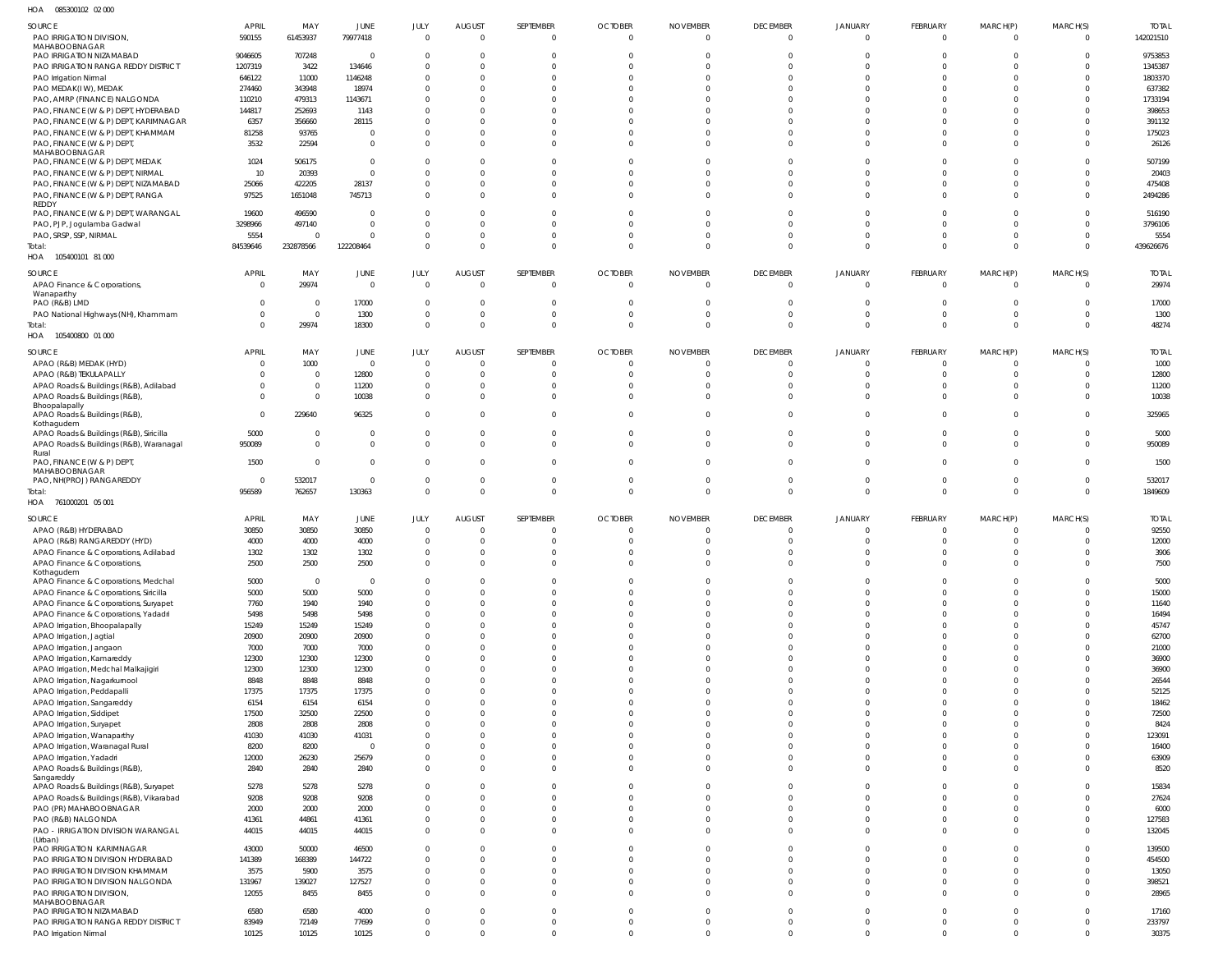HOA 085300102 02 000

| SOURCE | APRIL | MAY | JUNE | JULY | AUGUST | SEPTEMBER | OCTOBER | NOVEMBER | DECEMBER | JANUARY | FEBRUARY | MARCH(P) | MARCH(S) | TOTAL |
|---|---|---|---|---|---|---|---|---|---|---|---|---|---|---|
| PAO IRRIGATION DIVISION, MAHABOOBNAGAR | 590155 | 61453937 | 79977418 | 0 | 0 | 0 | 0 | 0 | 0 | 0 | 0 | 0 | 0 | 142021510 |
| PAO IRRIGATION NIZAMABAD | 9046605 | 707248 | 0 | 0 | 0 | 0 | 0 | 0 | 0 | 0 | 0 | 0 | 0 | 9753853 |
| PAO IRRIGATION RANGA REDDY DISTRICT | 1207319 | 3422 | 134646 | 0 | 0 | 0 | 0 | 0 | 0 | 0 | 0 | 0 | 0 | 1345387 |
| PAO Irrigation Nirmal | 646122 | 11000 | 1146248 | 0 | 0 | 0 | 0 | 0 | 0 | 0 | 0 | 0 | 0 | 1803370 |
| PAO MEDAK(IW), MEDAK | 274460 | 343948 | 18974 | 0 | 0 | 0 | 0 | 0 | 0 | 0 | 0 | 0 | 0 | 637382 |
| PAO, AMRP (FINANCE) NALGONDA | 110210 | 479313 | 1143671 | 0 | 0 | 0 | 0 | 0 | 0 | 0 | 0 | 0 | 0 | 1733194 |
| PAO, FINANCE (W & P) DEPT, HYDERABAD | 144817 | 252693 | 1143 | 0 | 0 | 0 | 0 | 0 | 0 | 0 | 0 | 0 | 0 | 398653 |
| PAO, FINANCE (W & P) DEPT, KARIMNAGAR | 6357 | 356660 | 28115 | 0 | 0 | 0 | 0 | 0 | 0 | 0 | 0 | 0 | 0 | 391132 |
| PAO, FINANCE (W & P) DEPT, KHAMMAM | 81258 | 93765 | 0 | 0 | 0 | 0 | 0 | 0 | 0 | 0 | 0 | 0 | 0 | 175023 |
| PAO, FINANCE (W & P) DEPT, MAHABOOBNAGAR | 3532 | 22594 | 0 | 0 | 0 | 0 | 0 | 0 | 0 | 0 | 0 | 0 | 0 | 26126 |
| PAO, FINANCE (W & P) DEPT, MEDAK | 1024 | 506175 | 0 | 0 | 0 | 0 | 0 | 0 | 0 | 0 | 0 | 0 | 0 | 507199 |
| PAO, FINANCE (W & P) DEPT, NIRMAL | 10 | 20393 | 0 | 0 | 0 | 0 | 0 | 0 | 0 | 0 | 0 | 0 | 0 | 20403 |
| PAO, FINANCE (W & P) DEPT, NIZAMABAD | 25066 | 422205 | 28137 | 0 | 0 | 0 | 0 | 0 | 0 | 0 | 0 | 0 | 0 | 475408 |
| PAO, FINANCE (W & P) DEPT, RANGA REDDY | 97525 | 1651048 | 745713 | 0 | 0 | 0 | 0 | 0 | 0 | 0 | 0 | 0 | 0 | 2494286 |
| PAO, FINANCE (W & P) DEPT, WARANGAL | 19600 | 496590 | 0 | 0 | 0 | 0 | 0 | 0 | 0 | 0 | 0 | 0 | 0 | 516190 |
| PAO, PJP, Jogulamba Gadwal | 3298966 | 497140 | 0 | 0 | 0 | 0 | 0 | 0 | 0 | 0 | 0 | 0 | 0 | 3796106 |
| PAO, SRSP, SSP, NIRMAL | 5554 | 0 | 0 | 0 | 0 | 0 | 0 | 0 | 0 | 0 | 0 | 0 | 0 | 5554 |
| Total: | 84539646 | 232878566 | 122208464 | 0 | 0 | 0 | 0 | 0 | 0 | 0 | 0 | 0 | 0 | 439626676 |

HOA 105400101 81 000

| SOURCE | APRIL | MAY | JUNE | JULY | AUGUST | SEPTEMBER | OCTOBER | NOVEMBER | DECEMBER | JANUARY | FEBRUARY | MARCH(P) | MARCH(S) | TOTAL |
|---|---|---|---|---|---|---|---|---|---|---|---|---|---|---|
| APAO Finance & Corporations, Wanaparthy | 0 | 29974 | 0 | 0 | 0 | 0 | 0 | 0 | 0 | 0 | 0 | 0 | 0 | 29974 |
| PAO (R&B) LMD | 0 | 0 | 17000 | 0 | 0 | 0 | 0 | 0 | 0 | 0 | 0 | 0 | 0 | 17000 |
| PAO National Highways (NH), Khammam | 0 | 0 | 1300 | 0 | 0 | 0 | 0 | 0 | 0 | 0 | 0 | 0 | 0 | 1300 |
| Total: | 0 | 29974 | 18300 | 0 | 0 | 0 | 0 | 0 | 0 | 0 | 0 | 0 | 0 | 48274 |

HOA 105400800 01 000

| SOURCE | APRIL | MAY | JUNE | JULY | AUGUST | SEPTEMBER | OCTOBER | NOVEMBER | DECEMBER | JANUARY | FEBRUARY | MARCH(P) | MARCH(S) | TOTAL |
|---|---|---|---|---|---|---|---|---|---|---|---|---|---|---|
| APAO (R&B) MEDAK (HYD) | 0 | 1000 | 0 | 0 | 0 | 0 | 0 | 0 | 0 | 0 | 0 | 0 | 0 | 1000 |
| APAO (R&B) TEKULAPALLY | 0 | 0 | 12800 | 0 | 0 | 0 | 0 | 0 | 0 | 0 | 0 | 0 | 0 | 12800 |
| APAO Roads & Buildings (R&B), Adilabad | 0 | 0 | 11200 | 0 | 0 | 0 | 0 | 0 | 0 | 0 | 0 | 0 | 0 | 11200 |
| APAO Roads & Buildings (R&B), Bhoopalapally | 0 | 0 | 10038 | 0 | 0 | 0 | 0 | 0 | 0 | 0 | 0 | 0 | 0 | 10038 |
| APAO Roads & Buildings (R&B), Kothagudem | 0 | 229640 | 96325 | 0 | 0 | 0 | 0 | 0 | 0 | 0 | 0 | 0 | 0 | 325965 |
| APAO Roads & Buildings (R&B), Siricilla | 5000 | 0 | 0 | 0 | 0 | 0 | 0 | 0 | 0 | 0 | 0 | 0 | 0 | 5000 |
| APAO Roads & Buildings (R&B), Waranagal Rural | 950089 | 0 | 0 | 0 | 0 | 0 | 0 | 0 | 0 | 0 | 0 | 0 | 0 | 950089 |
| PAO, FINANCE (W & P) DEPT, MAHABOOBNAGAR | 1500 | 0 | 0 | 0 | 0 | 0 | 0 | 0 | 0 | 0 | 0 | 0 | 0 | 1500 |
| PAO, NH(PROJ) RANGAREDDY | 0 | 532017 | 0 | 0 | 0 | 0 | 0 | 0 | 0 | 0 | 0 | 0 | 0 | 532017 |
| Total: | 956589 | 762657 | 130363 | 0 | 0 | 0 | 0 | 0 | 0 | 0 | 0 | 0 | 0 | 1849609 |

HOA 761000201 05 001

| SOURCE | APRIL | MAY | JUNE | JULY | AUGUST | SEPTEMBER | OCTOBER | NOVEMBER | DECEMBER | JANUARY | FEBRUARY | MARCH(P) | MARCH(S) | TOTAL |
|---|---|---|---|---|---|---|---|---|---|---|---|---|---|---|
| APAO (R&B) HYDERABAD | 30850 | 30850 | 30850 | 0 | 0 | 0 | 0 | 0 | 0 | 0 | 0 | 0 | 0 | 92550 |
| APAO (R&B) RANGAREDDY (HYD) | 4000 | 4000 | 4000 | 0 | 0 | 0 | 0 | 0 | 0 | 0 | 0 | 0 | 0 | 12000 |
| APAO Finance & Corporations, Adilabad | 1302 | 1302 | 1302 | 0 | 0 | 0 | 0 | 0 | 0 | 0 | 0 | 0 | 0 | 3906 |
| APAO Finance & Corporations, Kothagudem | 2500 | 2500 | 2500 | 0 | 0 | 0 | 0 | 0 | 0 | 0 | 0 | 0 | 0 | 7500 |
| APAO Finance & Corporations, Medchal | 5000 | 0 | 0 | 0 | 0 | 0 | 0 | 0 | 0 | 0 | 0 | 0 | 0 | 5000 |
| APAO Finance & Corporations, Siricilla | 5000 | 5000 | 5000 | 0 | 0 | 0 | 0 | 0 | 0 | 0 | 0 | 0 | 0 | 15000 |
| APAO Finance & Corporations, Suryapet | 7760 | 1940 | 1940 | 0 | 0 | 0 | 0 | 0 | 0 | 0 | 0 | 0 | 0 | 11640 |
| APAO Finance & Corporations, Yadadri | 5498 | 5498 | 5498 | 0 | 0 | 0 | 0 | 0 | 0 | 0 | 0 | 0 | 0 | 16494 |
| APAO Irrigation, Bhoopalapally | 15249 | 15249 | 15249 | 0 | 0 | 0 | 0 | 0 | 0 | 0 | 0 | 0 | 0 | 45747 |
| APAO Irrigation, Jagtial | 20900 | 20900 | 20900 | 0 | 0 | 0 | 0 | 0 | 0 | 0 | 0 | 0 | 0 | 62700 |
| APAO Irrigation, Jangaon | 7000 | 7000 | 7000 | 0 | 0 | 0 | 0 | 0 | 0 | 0 | 0 | 0 | 0 | 21000 |
| APAO Irrigation, Kamareddy | 12300 | 12300 | 12300 | 0 | 0 | 0 | 0 | 0 | 0 | 0 | 0 | 0 | 0 | 36900 |
| APAO Irrigation, Medchal Malkajigiri | 12300 | 12300 | 12300 | 0 | 0 | 0 | 0 | 0 | 0 | 0 | 0 | 0 | 0 | 36900 |
| APAO Irrigation, Nagarkurnool | 8848 | 8848 | 8848 | 0 | 0 | 0 | 0 | 0 | 0 | 0 | 0 | 0 | 0 | 26544 |
| APAO Irrigation, Peddapalli | 17375 | 17375 | 17375 | 0 | 0 | 0 | 0 | 0 | 0 | 0 | 0 | 0 | 0 | 52125 |
| APAO Irrigation, Sangareddy | 6154 | 6154 | 6154 | 0 | 0 | 0 | 0 | 0 | 0 | 0 | 0 | 0 | 0 | 18462 |
| APAO Irrigation, Siddipet | 17500 | 32500 | 22500 | 0 | 0 | 0 | 0 | 0 | 0 | 0 | 0 | 0 | 0 | 72500 |
| APAO Irrigation, Suryapet | 2808 | 2808 | 2808 | 0 | 0 | 0 | 0 | 0 | 0 | 0 | 0 | 0 | 0 | 8424 |
| APAO Irrigation, Wanaparthy | 41030 | 41030 | 41031 | 0 | 0 | 0 | 0 | 0 | 0 | 0 | 0 | 0 | 0 | 123091 |
| APAO Irrigation, Waranagal Rural | 8200 | 8200 | 0 | 0 | 0 | 0 | 0 | 0 | 0 | 0 | 0 | 0 | 0 | 16400 |
| APAO Irrigation, Yadadri | 12000 | 26230 | 25679 | 0 | 0 | 0 | 0 | 0 | 0 | 0 | 0 | 0 | 0 | 63909 |
| APAO Roads & Buildings (R&B), Sangareddy | 2840 | 2840 | 2840 | 0 | 0 | 0 | 0 | 0 | 0 | 0 | 0 | 0 | 0 | 8520 |
| APAO Roads & Buildings (R&B), Suryapet | 5278 | 5278 | 5278 | 0 | 0 | 0 | 0 | 0 | 0 | 0 | 0 | 0 | 0 | 15834 |
| APAO Roads & Buildings (R&B), Vikarabad | 9208 | 9208 | 9208 | 0 | 0 | 0 | 0 | 0 | 0 | 0 | 0 | 0 | 0 | 27624 |
| PAO (PR) MAHABOOBNAGAR | 2000 | 2000 | 2000 | 0 | 0 | 0 | 0 | 0 | 0 | 0 | 0 | 0 | 0 | 6000 |
| PAO (R&B) NALGONDA | 41361 | 44861 | 41361 | 0 | 0 | 0 | 0 | 0 | 0 | 0 | 0 | 0 | 0 | 127583 |
| PAO - IRRIGATION DIVISION WARANGAL (Urban) | 44015 | 44015 | 44015 | 0 | 0 | 0 | 0 | 0 | 0 | 0 | 0 | 0 | 0 | 132045 |
| PAO IRRIGATION KARIMNAGAR | 43000 | 50000 | 46500 | 0 | 0 | 0 | 0 | 0 | 0 | 0 | 0 | 0 | 0 | 139500 |
| PAO IRRIGATION DIVISION HYDERABAD | 141389 | 168389 | 144722 | 0 | 0 | 0 | 0 | 0 | 0 | 0 | 0 | 0 | 0 | 454500 |
| PAO IRRIGATION DIVISION KHAMMAM | 3575 | 5900 | 3575 | 0 | 0 | 0 | 0 | 0 | 0 | 0 | 0 | 0 | 0 | 13050 |
| PAO IRRIGATION DIVISION NALGONDA | 131967 | 139027 | 127527 | 0 | 0 | 0 | 0 | 0 | 0 | 0 | 0 | 0 | 0 | 398521 |
| PAO IRRIGATION DIVISION, MAHABOOBNAGAR | 12055 | 8455 | 8455 | 0 | 0 | 0 | 0 | 0 | 0 | 0 | 0 | 0 | 0 | 28965 |
| PAO IRRIGATION NIZAMABAD | 6580 | 6580 | 4000 | 0 | 0 | 0 | 0 | 0 | 0 | 0 | 0 | 0 | 0 | 17160 |
| PAO IRRIGATION RANGA REDDY DISTRICT | 83949 | 72149 | 77699 | 0 | 0 | 0 | 0 | 0 | 0 | 0 | 0 | 0 | 0 | 233797 |
| PAO Irrigation Nirmal | 10125 | 10125 | 10125 | 0 | 0 | 0 | 0 | 0 | 0 | 0 | 0 | 0 | 0 | 30375 |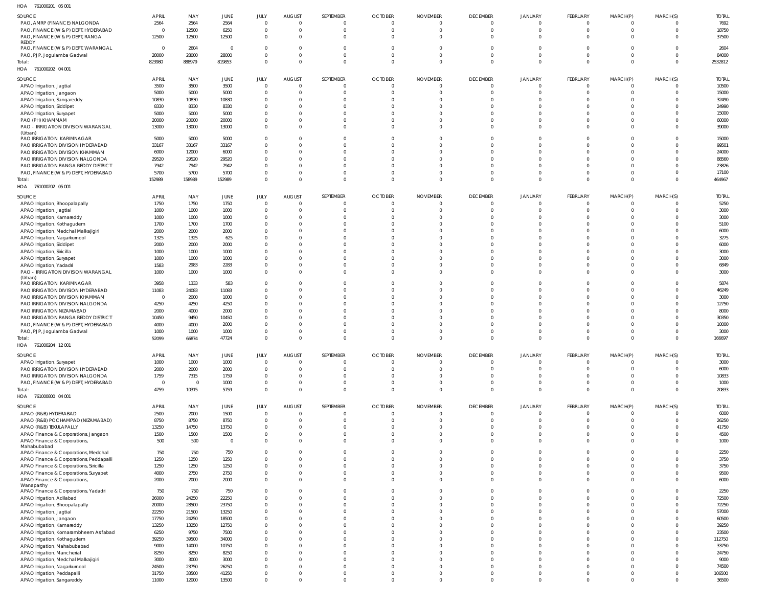HOA 761000201 05 001

| SOURCE | APRIL | MAY | JUNE | JULY | AUGUST | SEPTEMBER | OCTOBER | NOVEMBER | DECEMBER | JANUARY | FEBRUARY | MARCH(P) | MARCH(S) | TOTAL |
|---|---|---|---|---|---|---|---|---|---|---|---|---|---|---|
| PAO, AMRP (FINANCE) NALGONDA | 2564 | 2564 | 2564 | 0 | 0 | 0 | 0 | 0 | 0 | 0 | 0 | 0 | 0 | 7692 |
| PAO, FINANCE (W & P) DEPT, HYDERABAD | 0 | 12500 | 6250 | 0 | 0 | 0 | 0 | 0 | 0 | 0 | 0 | 0 | 0 | 18750 |
| PAO, FINANCE (W & P) DEPT, RANGA REDDY | 12500 | 12500 | 12500 | 0 | 0 | 0 | 0 | 0 | 0 | 0 | 0 | 0 | 0 | 37500 |
| PAO, FINANCE (W & P) DEPT, WARANGAL | 0 | 2604 | 0 | 0 | 0 | 0 | 0 | 0 | 0 | 0 | 0 | 0 | 0 | 2604 |
| PAO, PJP, Jogulamba Gadwal | 28000 | 28000 | 28000 | 0 | 0 | 0 | 0 | 0 | 0 | 0 | 0 | 0 | 0 | 84000 |
| Total: | 823980 | 888979 | 819853 | 0 | 0 | 0 | 0 | 0 | 0 | 0 | 0 | 0 | 0 | 2532812 |

HOA 761000202 04 001

| SOURCE | APRIL | MAY | JUNE | JULY | AUGUST | SEPTEMBER | OCTOBER | NOVEMBER | DECEMBER | JANUARY | FEBRUARY | MARCH(P) | MARCH(S) | TOTAL |
|---|---|---|---|---|---|---|---|---|---|---|---|---|---|---|
| APAO Irrigation, Jagtial | 3500 | 3500 | 3500 | 0 | 0 | 0 | 0 | 0 | 0 | 0 | 0 | 0 | 0 | 10500 |
| APAO Irrigation, Jangaon | 5000 | 5000 | 5000 | 0 | 0 | 0 | 0 | 0 | 0 | 0 | 0 | 0 | 0 | 15000 |
| APAO Irrigation, Sangareddy | 10830 | 10830 | 10830 | 0 | 0 | 0 | 0 | 0 | 0 | 0 | 0 | 0 | 0 | 32490 |
| APAO Irrigation, Siddipet | 8330 | 8330 | 8330 | 0 | 0 | 0 | 0 | 0 | 0 | 0 | 0 | 0 | 0 | 24990 |
| APAO Irrigation, Suryapet | 5000 | 5000 | 5000 | 0 | 0 | 0 | 0 | 0 | 0 | 0 | 0 | 0 | 0 | 15000 |
| PAO (PH) KHAMMAM | 20000 | 20000 | 20000 | 0 | 0 | 0 | 0 | 0 | 0 | 0 | 0 | 0 | 0 | 60000 |
| PAO - IRRIGATION DIVISION WARANGAL (Urban) | 13000 | 13000 | 13000 | 0 | 0 | 0 | 0 | 0 | 0 | 0 | 0 | 0 | 0 | 39000 |
| PAO IRRIGATION KARIMNAGAR | 5000 | 5000 | 5000 | 0 | 0 | 0 | 0 | 0 | 0 | 0 | 0 | 0 | 0 | 15000 |
| PAO IRRIGATION DIVISION HYDERABAD | 33167 | 33167 | 33167 | 0 | 0 | 0 | 0 | 0 | 0 | 0 | 0 | 0 | 0 | 99501 |
| PAO IRRIGATION DIVISION KHAMMAM | 6000 | 12000 | 6000 | 0 | 0 | 0 | 0 | 0 | 0 | 0 | 0 | 0 | 0 | 24000 |
| PAO IRRIGATION DIVISION NALGONDA | 29520 | 29520 | 29520 | 0 | 0 | 0 | 0 | 0 | 0 | 0 | 0 | 0 | 0 | 88560 |
| PAO IRRIGATION RANGA REDDY DISTRICT | 7942 | 7942 | 7942 | 0 | 0 | 0 | 0 | 0 | 0 | 0 | 0 | 0 | 0 | 23826 |
| PAO, FINANCE (W & P) DEPT, HYDERABAD | 5700 | 5700 | 5700 | 0 | 0 | 0 | 0 | 0 | 0 | 0 | 0 | 0 | 0 | 17100 |
| Total: | 152989 | 158989 | 152989 | 0 | 0 | 0 | 0 | 0 | 0 | 0 | 0 | 0 | 0 | 464967 |

HOA 761000202 05 001

| SOURCE | APRIL | MAY | JUNE | JULY | AUGUST | SEPTEMBER | OCTOBER | NOVEMBER | DECEMBER | JANUARY | FEBRUARY | MARCH(P) | MARCH(S) | TOTAL |
|---|---|---|---|---|---|---|---|---|---|---|---|---|---|---|
| APAO Irrigation, Bhoopalapally | 1750 | 1750 | 1750 | 0 | 0 | 0 | 0 | 0 | 0 | 0 | 0 | 0 | 0 | 5250 |
| APAO Irrigation, Jagtial | 1000 | 1000 | 1000 | 0 | 0 | 0 | 0 | 0 | 0 | 0 | 0 | 0 | 0 | 3000 |
| APAO Irrigation, Kamareddy | 1000 | 1000 | 1000 | 0 | 0 | 0 | 0 | 0 | 0 | 0 | 0 | 0 | 0 | 3000 |
| APAO Irrigation, Kothagudem | 1700 | 1700 | 1700 | 0 | 0 | 0 | 0 | 0 | 0 | 0 | 0 | 0 | 0 | 5100 |
| APAO Irrigation, Medchal Malkajigiri | 2000 | 2000 | 2000 | 0 | 0 | 0 | 0 | 0 | 0 | 0 | 0 | 0 | 0 | 6000 |
| APAO Irrigation, Nagarkurnool | 1325 | 1325 | 625 | 0 | 0 | 0 | 0 | 0 | 0 | 0 | 0 | 0 | 0 | 3275 |
| APAO Irrigation, Siddipet | 2000 | 2000 | 2000 | 0 | 0 | 0 | 0 | 0 | 0 | 0 | 0 | 0 | 0 | 6000 |
| APAO Irrigation, Siricilla | 1000 | 1000 | 1000 | 0 | 0 | 0 | 0 | 0 | 0 | 0 | 0 | 0 | 0 | 3000 |
| APAO Irrigation, Suryapet | 1000 | 1000 | 1000 | 0 | 0 | 0 | 0 | 0 | 0 | 0 | 0 | 0 | 0 | 3000 |
| APAO Irrigation, Yadadri | 1583 | 2983 | 2283 | 0 | 0 | 0 | 0 | 0 | 0 | 0 | 0 | 0 | 0 | 6849 |
| PAO - IRRIGATION DIVISION WARANGAL (Urban) | 1000 | 1000 | 1000 | 0 | 0 | 0 | 0 | 0 | 0 | 0 | 0 | 0 | 0 | 3000 |
| PAO IRRIGATION KARIMNAGAR | 3958 | 1333 | 583 | 0 | 0 | 0 | 0 | 0 | 0 | 0 | 0 | 0 | 0 | 5874 |
| PAO IRRIGATION DIVISION HYDERABAD | 11083 | 24083 | 11083 | 0 | 0 | 0 | 0 | 0 | 0 | 0 | 0 | 0 | 0 | 46249 |
| PAO IRRIGATION DIVISION KHAMMAM | 0 | 2000 | 1000 | 0 | 0 | 0 | 0 | 0 | 0 | 0 | 0 | 0 | 0 | 3000 |
| PAO IRRIGATION DIVISION NALGONDA | 4250 | 4250 | 4250 | 0 | 0 | 0 | 0 | 0 | 0 | 0 | 0 | 0 | 0 | 12750 |
| PAO IRRIGATION NIZAMABAD | 2000 | 4000 | 2000 | 0 | 0 | 0 | 0 | 0 | 0 | 0 | 0 | 0 | 0 | 8000 |
| PAO IRRIGATION RANGA REDDY DISTRICT | 10450 | 9450 | 10450 | 0 | 0 | 0 | 0 | 0 | 0 | 0 | 0 | 0 | 0 | 30350 |
| PAO, FINANCE (W & P) DEPT, HYDERABAD | 4000 | 4000 | 2000 | 0 | 0 | 0 | 0 | 0 | 0 | 0 | 0 | 0 | 0 | 10000 |
| PAO, PJP, Jogulamba Gadwal | 1000 | 1000 | 1000 | 0 | 0 | 0 | 0 | 0 | 0 | 0 | 0 | 0 | 0 | 3000 |
| Total: | 52099 | 66874 | 47724 | 0 | 0 | 0 | 0 | 0 | 0 | 0 | 0 | 0 | 0 | 166697 |

HOA 761000204 12 001

| SOURCE | APRIL | MAY | JUNE | JULY | AUGUST | SEPTEMBER | OCTOBER | NOVEMBER | DECEMBER | JANUARY | FEBRUARY | MARCH(P) | MARCH(S) | TOTAL |
|---|---|---|---|---|---|---|---|---|---|---|---|---|---|---|
| APAO Irrigation, Suryapet | 1000 | 1000 | 1000 | 0 | 0 | 0 | 0 | 0 | 0 | 0 | 0 | 0 | 0 | 3000 |
| PAO IRRIGATION DIVISION HYDERABAD | 2000 | 2000 | 2000 | 0 | 0 | 0 | 0 | 0 | 0 | 0 | 0 | 0 | 0 | 6000 |
| PAO IRRIGATION DIVISION NALGONDA | 1759 | 7315 | 1759 | 0 | 0 | 0 | 0 | 0 | 0 | 0 | 0 | 0 | 0 | 10833 |
| PAO, FINANCE (W & P) DEPT, HYDERABAD | 0 | 0 | 1000 | 0 | 0 | 0 | 0 | 0 | 0 | 0 | 0 | 0 | 0 | 1000 |
| Total: | 4759 | 10315 | 5759 | 0 | 0 | 0 | 0 | 0 | 0 | 0 | 0 | 0 | 0 | 20833 |

HOA 761000800 04 001

| SOURCE | APRIL | MAY | JUNE | JULY | AUGUST | SEPTEMBER | OCTOBER | NOVEMBER | DECEMBER | JANUARY | FEBRUARY | MARCH(P) | MARCH(S) | TOTAL |
|---|---|---|---|---|---|---|---|---|---|---|---|---|---|---|
| APAO (R&B) HYDERABAD | 2500 | 2000 | 1500 | 0 | 0 | 0 | 0 | 0 | 0 | 0 | 0 | 0 | 0 | 6000 |
| APAO (R&B) POCHAMPAD (NIZAMABAD) | 8750 | 8750 | 8750 | 0 | 0 | 0 | 0 | 0 | 0 | 0 | 0 | 0 | 0 | 26250 |
| APAO (R&B) TEKULAPALLY | 13250 | 14750 | 13750 | 0 | 0 | 0 | 0 | 0 | 0 | 0 | 0 | 0 | 0 | 41750 |
| APAO Finance & Corporations, Jangaon | 1500 | 1500 | 1500 | 0 | 0 | 0 | 0 | 0 | 0 | 0 | 0 | 0 | 0 | 4500 |
| APAO Finance & Corporations, Mahabubabad | 500 | 500 | 0 | 0 | 0 | 0 | 0 | 0 | 0 | 0 | 0 | 0 | 0 | 1000 |
| APAO Finance & Corporations, Medchal | 750 | 750 | 750 | 0 | 0 | 0 | 0 | 0 | 0 | 0 | 0 | 0 | 0 | 2250 |
| APAO Finance & Corporations, Peddapalli | 1250 | 1250 | 1250 | 0 | 0 | 0 | 0 | 0 | 0 | 0 | 0 | 0 | 0 | 3750 |
| APAO Finance & Corporations, Siricilla | 1250 | 1250 | 1250 | 0 | 0 | 0 | 0 | 0 | 0 | 0 | 0 | 0 | 0 | 3750 |
| APAO Finance & Corporations, Suryapet | 4000 | 2750 | 2750 | 0 | 0 | 0 | 0 | 0 | 0 | 0 | 0 | 0 | 0 | 9500 |
| APAO Finance & Corporations, Wanaparthy | 2000 | 2000 | 2000 | 0 | 0 | 0 | 0 | 0 | 0 | 0 | 0 | 0 | 0 | 6000 |
| APAO Finance & Corporations, Yadadri | 750 | 750 | 750 | 0 | 0 | 0 | 0 | 0 | 0 | 0 | 0 | 0 | 0 | 2250 |
| APAO Irrigation, Adilabad | 26000 | 24250 | 22250 | 0 | 0 | 0 | 0 | 0 | 0 | 0 | 0 | 0 | 0 | 72500 |
| APAO Irrigation, Bhoopalapally | 20000 | 28500 | 23750 | 0 | 0 | 0 | 0 | 0 | 0 | 0 | 0 | 0 | 0 | 72250 |
| APAO Irrigation, Jagtial | 22250 | 21500 | 13250 | 0 | 0 | 0 | 0 | 0 | 0 | 0 | 0 | 0 | 0 | 57000 |
| APAO Irrigation, Jangaon | 17750 | 24250 | 18500 | 0 | 0 | 0 | 0 | 0 | 0 | 0 | 0 | 0 | 0 | 60500 |
| APAO Irrigation, Kamareddy | 13250 | 13250 | 12750 | 0 | 0 | 0 | 0 | 0 | 0 | 0 | 0 | 0 | 0 | 39250 |
| APAO Irrigation, Komarambheem Asifabad | 6250 | 9750 | 7500 | 0 | 0 | 0 | 0 | 0 | 0 | 0 | 0 | 0 | 0 | 23500 |
| APAO Irrigation, Kothagudem | 39250 | 39500 | 34000 | 0 | 0 | 0 | 0 | 0 | 0 | 0 | 0 | 0 | 0 | 112750 |
| APAO Irrigation, Mahabubabad | 9000 | 14000 | 10750 | 0 | 0 | 0 | 0 | 0 | 0 | 0 | 0 | 0 | 0 | 33750 |
| APAO Irrigation, Mancherial | 8250 | 8250 | 8250 | 0 | 0 | 0 | 0 | 0 | 0 | 0 | 0 | 0 | 0 | 24750 |
| APAO Irrigation, Medchal Malkajigiri | 3000 | 3000 | 3000 | 0 | 0 | 0 | 0 | 0 | 0 | 0 | 0 | 0 | 0 | 9000 |
| APAO Irrigation, Nagarkurnool | 24500 | 23750 | 26250 | 0 | 0 | 0 | 0 | 0 | 0 | 0 | 0 | 0 | 0 | 74500 |
| APAO Irrigation, Peddapalli | 31750 | 33500 | 41250 | 0 | 0 | 0 | 0 | 0 | 0 | 0 | 0 | 0 | 0 | 106500 |
| APAO Irrigation, Sangareddy | 11000 | 12000 | 13500 | 0 | 0 | 0 | 0 | 0 | 0 | 0 | 0 | 0 | 0 | 36500 |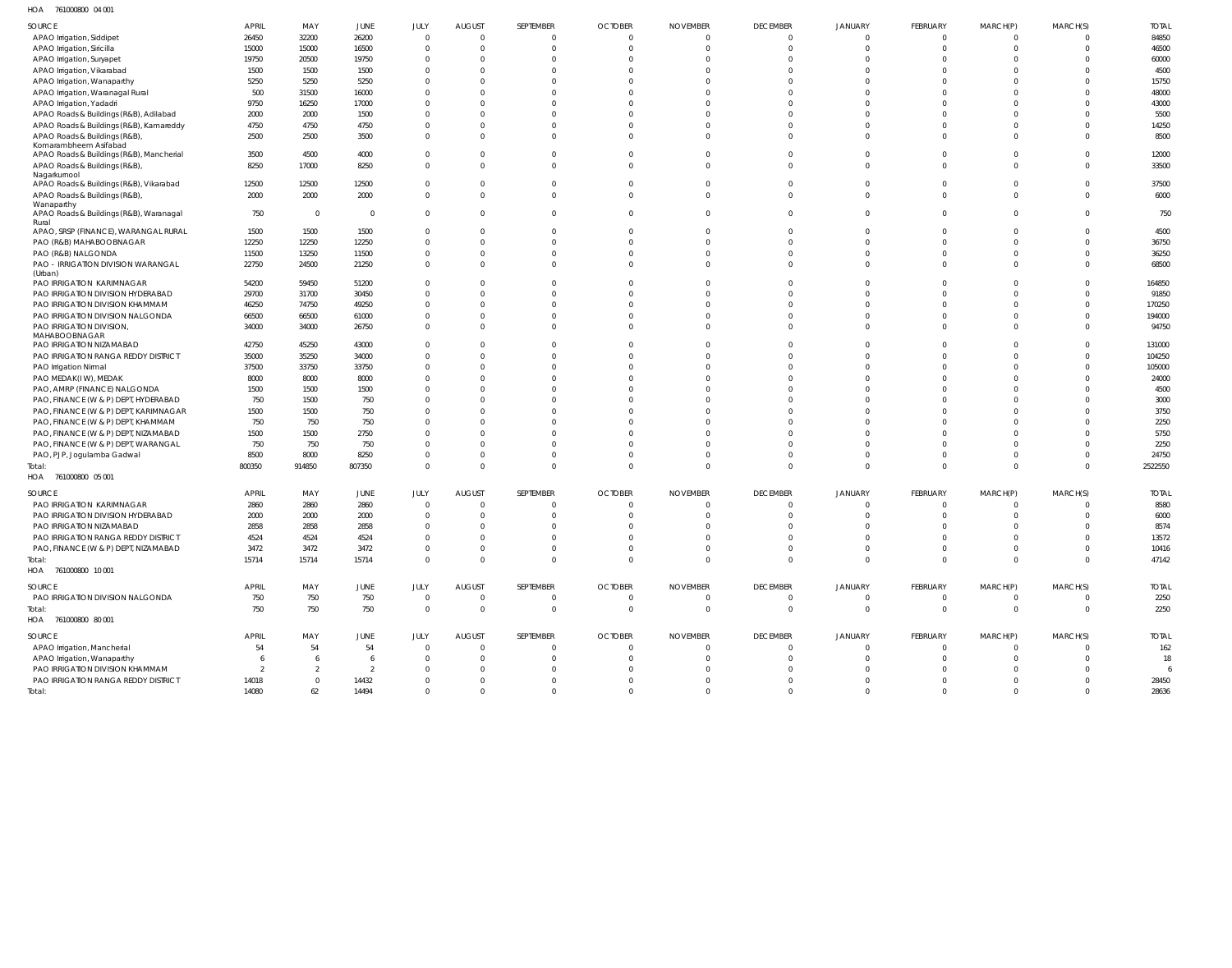HOA 761000800 04 001

| SOURCE | APRIL | MAY | JUNE | JULY | AUGUST | SEPTEMBER | OCTOBER | NOVEMBER | DECEMBER | JANUARY | FEBRUARY | MARCH(P) | MARCH(S) | TOTAL |
|---|---|---|---|---|---|---|---|---|---|---|---|---|---|---|
| APAO Irrigation, Siddipet | 26450 | 32200 | 26200 | 0 | 0 | 0 | 0 | 0 | 0 | 0 | 0 | 0 | 0 | 84850 |
| APAO Irrigation, Siricilla | 15000 | 15000 | 16500 | 0 | 0 | 0 | 0 | 0 | 0 | 0 | 0 | 0 | 0 | 46500 |
| APAO Irrigation, Suryapet | 19750 | 20500 | 19750 | 0 | 0 | 0 | 0 | 0 | 0 | 0 | 0 | 0 | 0 | 60000 |
| APAO Irrigation, Vikarabad | 1500 | 1500 | 1500 | 0 | 0 | 0 | 0 | 0 | 0 | 0 | 0 | 0 | 0 | 4500 |
| APAO Irrigation, Wanaparthy | 5250 | 5250 | 5250 | 0 | 0 | 0 | 0 | 0 | 0 | 0 | 0 | 0 | 0 | 15750 |
| APAO Irrigation, Waranagal Rural | 500 | 31500 | 16000 | 0 | 0 | 0 | 0 | 0 | 0 | 0 | 0 | 0 | 0 | 48000 |
| APAO Irrigation, Yadadri | 9750 | 16250 | 17000 | 0 | 0 | 0 | 0 | 0 | 0 | 0 | 0 | 0 | 0 | 43000 |
| APAO Roads & Buildings (R&B), Adilabad | 2000 | 2000 | 1500 | 0 | 0 | 0 | 0 | 0 | 0 | 0 | 0 | 0 | 0 | 5500 |
| APAO Roads & Buildings (R&B), Kamareddy | 4750 | 4750 | 4750 | 0 | 0 | 0 | 0 | 0 | 0 | 0 | 0 | 0 | 0 | 14250 |
| APAO Roads & Buildings (R&B), Komarambheem Asifabad | 2500 | 2500 | 3500 | 0 | 0 | 0 | 0 | 0 | 0 | 0 | 0 | 0 | 0 | 8500 |
| APAO Roads & Buildings (R&B), Mancherial | 3500 | 4500 | 4000 | 0 | 0 | 0 | 0 | 0 | 0 | 0 | 0 | 0 | 0 | 12000 |
| APAO Roads & Buildings (R&B), Nagarkurnool | 8250 | 17000 | 8250 | 0 | 0 | 0 | 0 | 0 | 0 | 0 | 0 | 0 | 0 | 33500 |
| APAO Roads & Buildings (R&B), Vikarabad | 12500 | 12500 | 12500 | 0 | 0 | 0 | 0 | 0 | 0 | 0 | 0 | 0 | 0 | 37500 |
| APAO Roads & Buildings (R&B), Wanaparthy | 2000 | 2000 | 2000 | 0 | 0 | 0 | 0 | 0 | 0 | 0 | 0 | 0 | 0 | 6000 |
| APAO Roads & Buildings (R&B), Waranagal Rural | 750 | 0 | 0 | 0 | 0 | 0 | 0 | 0 | 0 | 0 | 0 | 0 | 0 | 750 |
| APAO, SRSP (FINANCE), WARANGAL RURAL | 1500 | 1500 | 1500 | 0 | 0 | 0 | 0 | 0 | 0 | 0 | 0 | 0 | 0 | 4500 |
| PAO (R&B) MAHABOOBNAGAR | 12250 | 12250 | 12250 | 0 | 0 | 0 | 0 | 0 | 0 | 0 | 0 | 0 | 0 | 36750 |
| PAO (R&B) NALGONDA | 11500 | 13250 | 11500 | 0 | 0 | 0 | 0 | 0 | 0 | 0 | 0 | 0 | 0 | 36250 |
| PAO - IRRIGATION DIVISION WARANGAL (Urban) | 22750 | 24500 | 21250 | 0 | 0 | 0 | 0 | 0 | 0 | 0 | 0 | 0 | 0 | 68500 |
| PAO IRRIGATION KARIMNAGAR | 54200 | 59450 | 51200 | 0 | 0 | 0 | 0 | 0 | 0 | 0 | 0 | 0 | 0 | 164850 |
| PAO IRRIGATION DIVISION HYDERABAD | 29700 | 31700 | 30450 | 0 | 0 | 0 | 0 | 0 | 0 | 0 | 0 | 0 | 0 | 91850 |
| PAO IRRIGATION DIVISION KHAMMAM | 46250 | 74750 | 49250 | 0 | 0 | 0 | 0 | 0 | 0 | 0 | 0 | 0 | 0 | 170250 |
| PAO IRRIGATION DIVISION NALGONDA | 66500 | 66500 | 61000 | 0 | 0 | 0 | 0 | 0 | 0 | 0 | 0 | 0 | 0 | 194000 |
| PAO IRRIGATION DIVISION, MAHABOOBNAGAR | 34000 | 34000 | 26750 | 0 | 0 | 0 | 0 | 0 | 0 | 0 | 0 | 0 | 0 | 94750 |
| PAO IRRIGATION NIZAMABAD | 42750 | 45250 | 43000 | 0 | 0 | 0 | 0 | 0 | 0 | 0 | 0 | 0 | 0 | 131000 |
| PAO IRRIGATION RANGA REDDY DISTRICT | 35000 | 35250 | 34000 | 0 | 0 | 0 | 0 | 0 | 0 | 0 | 0 | 0 | 0 | 104250 |
| PAO Irrigation Nirmal | 37500 | 33750 | 33750 | 0 | 0 | 0 | 0 | 0 | 0 | 0 | 0 | 0 | 0 | 105000 |
| PAO MEDAK(IW), MEDAK | 8000 | 8000 | 8000 | 0 | 0 | 0 | 0 | 0 | 0 | 0 | 0 | 0 | 0 | 24000 |
| PAO, AMRP (FINANCE) NALGONDA | 1500 | 1500 | 1500 | 0 | 0 | 0 | 0 | 0 | 0 | 0 | 0 | 0 | 0 | 4500 |
| PAO, FINANCE (W & P) DEPT, HYDERABAD | 750 | 1500 | 750 | 0 | 0 | 0 | 0 | 0 | 0 | 0 | 0 | 0 | 0 | 3000 |
| PAO, FINANCE (W & P) DEPT, KARIMNAGAR | 1500 | 1500 | 750 | 0 | 0 | 0 | 0 | 0 | 0 | 0 | 0 | 0 | 0 | 3750 |
| PAO, FINANCE (W & P) DEPT, KHAMMAM | 750 | 750 | 750 | 0 | 0 | 0 | 0 | 0 | 0 | 0 | 0 | 0 | 0 | 2250 |
| PAO, FINANCE (W & P) DEPT, NIZAMABAD | 1500 | 1500 | 2750 | 0 | 0 | 0 | 0 | 0 | 0 | 0 | 0 | 0 | 0 | 5750 |
| PAO, FINANCE (W & P) DEPT, WARANGAL | 750 | 750 | 750 | 0 | 0 | 0 | 0 | 0 | 0 | 0 | 0 | 0 | 0 | 2250 |
| PAO, PJP, Jogulamba Gadwal | 8500 | 8000 | 8250 | 0 | 0 | 0 | 0 | 0 | 0 | 0 | 0 | 0 | 0 | 24750 |
| Total: | 800350 | 914850 | 807350 | 0 | 0 | 0 | 0 | 0 | 0 | 0 | 0 | 0 | 0 | 2522550 |

HOA 761000800 05 001

| SOURCE | APRIL | MAY | JUNE | JULY | AUGUST | SEPTEMBER | OCTOBER | NOVEMBER | DECEMBER | JANUARY | FEBRUARY | MARCH(P) | MARCH(S) | TOTAL |
|---|---|---|---|---|---|---|---|---|---|---|---|---|---|---|
| PAO IRRIGATION KARIMNAGAR | 2860 | 2860 | 2860 | 0 | 0 | 0 | 0 | 0 | 0 | 0 | 0 | 0 | 0 | 8580 |
| PAO IRRIGATION DIVISION HYDERABAD | 2000 | 2000 | 2000 | 0 | 0 | 0 | 0 | 0 | 0 | 0 | 0 | 0 | 0 | 6000 |
| PAO IRRIGATION NIZAMABAD | 2858 | 2858 | 2858 | 0 | 0 | 0 | 0 | 0 | 0 | 0 | 0 | 0 | 0 | 8574 |
| PAO IRRIGATION RANGA REDDY DISTRICT | 4524 | 4524 | 4524 | 0 | 0 | 0 | 0 | 0 | 0 | 0 | 0 | 0 | 0 | 13572 |
| PAO, FINANCE (W & P) DEPT, NIZAMABAD | 3472 | 3472 | 3472 | 0 | 0 | 0 | 0 | 0 | 0 | 0 | 0 | 0 | 0 | 10416 |
| Total: | 15714 | 15714 | 15714 | 0 | 0 | 0 | 0 | 0 | 0 | 0 | 0 | 0 | 0 | 47142 |

HOA 761000800 10 001

| SOURCE | APRIL | MAY | JUNE | JULY | AUGUST | SEPTEMBER | OCTOBER | NOVEMBER | DECEMBER | JANUARY | FEBRUARY | MARCH(P) | MARCH(S) | TOTAL |
|---|---|---|---|---|---|---|---|---|---|---|---|---|---|---|
| PAO IRRIGATION DIVISION NALGONDA | 750 | 750 | 750 | 0 | 0 | 0 | 0 | 0 | 0 | 0 | 0 | 0 | 0 | 2250 |
| Total: | 750 | 750 | 750 | 0 | 0 | 0 | 0 | 0 | 0 | 0 | 0 | 0 | 0 | 2250 |

HOA 761000800 80 001

| SOURCE | APRIL | MAY | JUNE | JULY | AUGUST | SEPTEMBER | OCTOBER | NOVEMBER | DECEMBER | JANUARY | FEBRUARY | MARCH(P) | MARCH(S) | TOTAL |
|---|---|---|---|---|---|---|---|---|---|---|---|---|---|---|
| APAO Irrigation, Mancherial | 54 | 54 | 54 | 0 | 0 | 0 | 0 | 0 | 0 | 0 | 0 | 0 | 0 | 162 |
| APAO Irrigation, Wanaparthy | 6 | 6 | 6 | 0 | 0 | 0 | 0 | 0 | 0 | 0 | 0 | 0 | 0 | 18 |
| PAO IRRIGATION DIVISION KHAMMAM | 2 | 2 | 2 | 0 | 0 | 0 | 0 | 0 | 0 | 0 | 0 | 0 | 0 | 6 |
| PAO IRRIGATION RANGA REDDY DISTRICT | 14018 | 0 | 14432 | 0 | 0 | 0 | 0 | 0 | 0 | 0 | 0 | 0 | 0 | 28450 |
| Total: | 14080 | 62 | 14494 | 0 | 0 | 0 | 0 | 0 | 0 | 0 | 0 | 0 | 0 | 28636 |